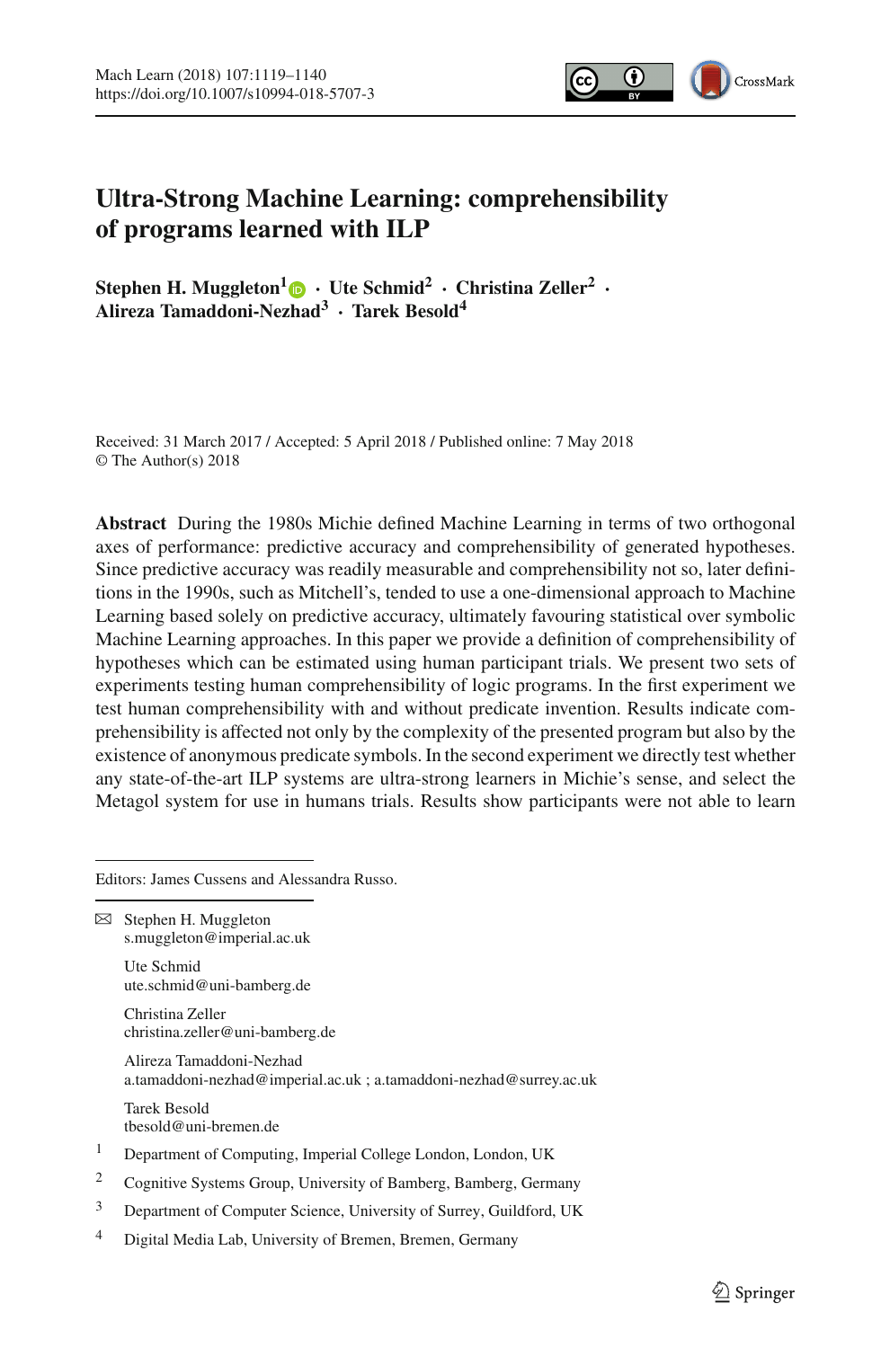# Ultra-Strong Machine Learning: comprehensibility of programs learned with ILP

**Stephen H. Muggleton**[1] · **Ute Schmid**[2] · **Christina Zeller**[2] · **Alireza Tamaddoni-Nezhad**[3] · **Tarek Besold**[4]

Received: 31 March 2017 / Accepted: 5 April 2018 / Published online: 7 May 2018
© The Author(s) 2018

**Abstract** During the 1980s Michie defined Machine Learning in terms of two orthogonal axes of performance: predictive accuracy and comprehensibility of generated hypotheses. Since predictive accuracy was readily measurable and comprehensibility not so, later definitions in the 1990s, such as Mitchell's, tended to use a one-dimensional approach to Machine Learning based solely on predictive accuracy, ultimately favouring statistical over symbolic Machine Learning approaches. In this paper we provide a definition of comprehensibility of hypotheses which can be estimated using human participant trials. We present two sets of experiments testing human comprehensibility of logic programs. In the first experiment we test human comprehensibility with and without predicate invention. Results indicate comprehensibility is affected not only by the complexity of the presented program but also by the existence of anonymous predicate symbols. In the second experiment we directly test whether any state-of-the-art ILP systems are ultra-strong learners in Michie's sense, and select the Metagol system for use in humans trials. Results show participants were not able to learn

---

Editors: James Cussens and Alessandra Russo.

✉ Stephen H. Muggleton
s.muggleton@imperial.ac.uk

Ute Schmid
ute.schmid@uni-bamberg.de

Christina Zeller
christina.zeller@uni-bamberg.de

Alireza Tamaddoni-Nezhad
a.tamaddoni-nezhad@imperial.ac.uk ; a.tamaddoni-nezhad@surrey.ac.uk

Tarek Besold
tbesold@uni-bremen.de

[1] Department of Computing, Imperial College London, London, UK

[2] Cognitive Systems Group, University of Bamberg, Bamberg, Germany

[3] Department of Computer Science, University of Surrey, Guildford, UK

[4] Digital Media Lab, University of Bremen, Bremen, Germany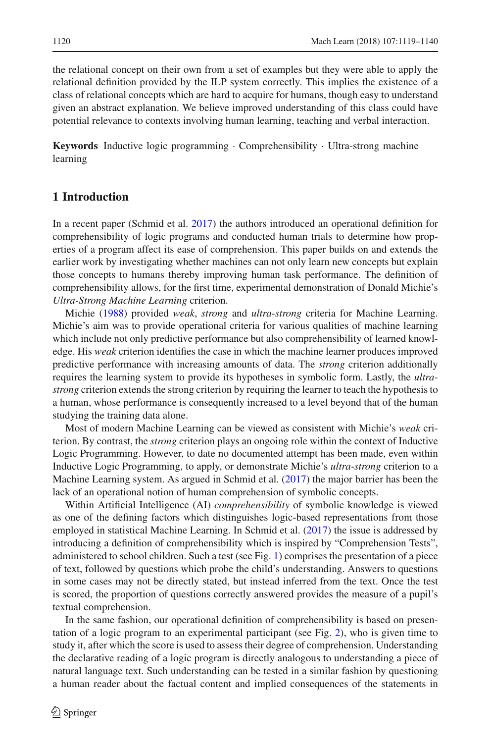the relational concept on their own from a set of examples but they were able to apply the relational definition provided by the ILP system correctly. This implies the existence of a class of relational concepts which are hard to acquire for humans, though easy to understand given an abstract explanation. We believe improved understanding of this class could have potential relevance to contexts involving human learning, teaching and verbal interaction.

**Keywords** Inductive logic programming · Comprehensibility · Ultra-strong machine learning

## 1 Introduction

In a recent paper (Schmid et al. 2017) the authors introduced an operational definition for comprehensibility of logic programs and conducted human trials to determine how properties of a program affect its ease of comprehension. This paper builds on and extends the earlier work by investigating whether machines can not only learn new concepts but explain those concepts to humans thereby improving human task performance. The definition of comprehensibility allows, for the first time, experimental demonstration of Donald Michie's *Ultra-Strong Machine Learning* criterion.

Michie (1988) provided *weak*, *strong* and *ultra-strong* criteria for Machine Learning. Michie's aim was to provide operational criteria for various qualities of machine learning which include not only predictive performance but also comprehensibility of learned knowledge. His *weak* criterion identifies the case in which the machine learner produces improved predictive performance with increasing amounts of data. The *strong* criterion additionally requires the learning system to provide its hypotheses in symbolic form. Lastly, the *ultra-strong* criterion extends the strong criterion by requiring the learner to teach the hypothesis to a human, whose performance is consequently increased to a level beyond that of the human studying the training data alone.

Most of modern Machine Learning can be viewed as consistent with Michie's *weak* criterion. By contrast, the *strong* criterion plays an ongoing role within the context of Inductive Logic Programming. However, to date no documented attempt has been made, even within Inductive Logic Programming, to apply, or demonstrate Michie's *ultra-strong* criterion to a Machine Learning system. As argued in Schmid et al. (2017) the major barrier has been the lack of an operational notion of human comprehension of symbolic concepts.

Within Artificial Intelligence (AI) *comprehensibility* of symbolic knowledge is viewed as one of the defining factors which distinguishes logic-based representations from those employed in statistical Machine Learning. In Schmid et al. (2017) the issue is addressed by introducing a definition of comprehensibility which is inspired by "Comprehension Tests", administered to school children. Such a test (see Fig. 1) comprises the presentation of a piece of text, followed by questions which probe the child's understanding. Answers to questions in some cases may not be directly stated, but instead inferred from the text. Once the test is scored, the proportion of questions correctly answered provides the measure of a pupil's textual comprehension.

In the same fashion, our operational definition of comprehensibility is based on presentation of a logic program to an experimental participant (see Fig. 2), who is given time to study it, after which the score is used to assess their degree of comprehension. Understanding the declarative reading of a logic program is directly analogous to understanding a piece of natural language text. Such understanding can be tested in a similar fashion by questioning a human reader about the factual content and implied consequences of the statements in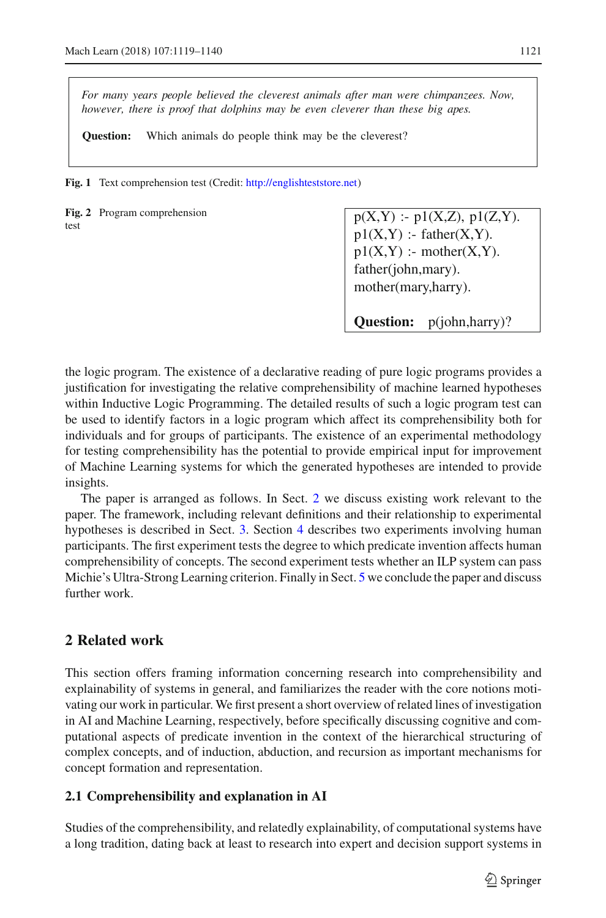> *For many years people believed the cleverest animals after man were chimpanzees. Now, however, there is proof that dolphins may be even cleverer than these big apes.*
>
> **Question:** Which animals do people think may be the cleverest?

**Fig. 1** Text comprehension test (Credit: http://englishteststore.net)

```
p(X,Y) :- p1(X,Z), p1(Z,Y).
p1(X,Y) :- father(X,Y).
p1(X,Y) :- mother(X,Y).
father(john,mary).
mother(mary,harry).

Question:  p(john,harry)?
```

**Fig. 2** Program comprehension test

the logic program. The existence of a declarative reading of pure logic programs provides a justification for investigating the relative comprehensibility of machine learned hypotheses within Inductive Logic Programming. The detailed results of such a logic program test can be used to identify factors in a logic program which affect its comprehensibility both for individuals and for groups of participants. The existence of an experimental methodology for testing comprehensibility has the potential to provide empirical input for improvement of Machine Learning systems for which the generated hypotheses are intended to provide insights.

The paper is arranged as follows. In Sect. 2 we discuss existing work relevant to the paper. The framework, including relevant definitions and their relationship to experimental hypotheses is described in Sect. 3. Section 4 describes two experiments involving human participants. The first experiment tests the degree to which predicate invention affects human comprehensibility of concepts. The second experiment tests whether an ILP system can pass Michie's Ultra-Strong Learning criterion. Finally in Sect. 5 we conclude the paper and discuss further work.

## 2 Related work

This section offers framing information concerning research into comprehensibility and explainability of systems in general, and familiarizes the reader with the core notions motivating our work in particular. We first present a short overview of related lines of investigation in AI and Machine Learning, respectively, before specifically discussing cognitive and computational aspects of predicate invention in the context of the hierarchical structuring of complex concepts, and of induction, abduction, and recursion as important mechanisms for concept formation and representation.

### 2.1 Comprehensibility and explanation in AI

Studies of the comprehensibility, and relatedly explainability, of computational systems have a long tradition, dating back at least to research into expert and decision support systems in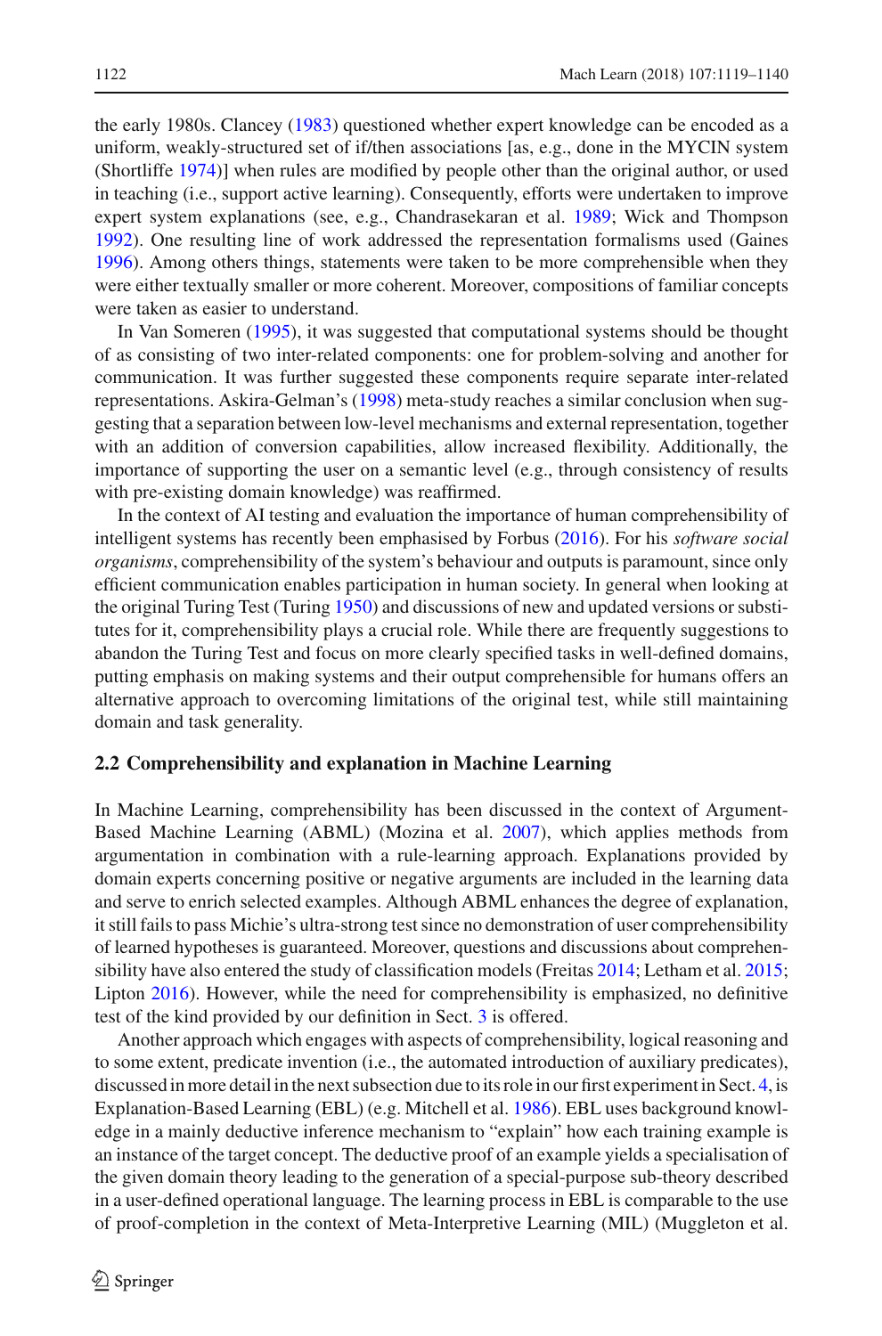the early 1980s. Clancey (1983) questioned whether expert knowledge can be encoded as a uniform, weakly-structured set of if/then associations [as, e.g., done in the MYCIN system (Shortliffe 1974)] when rules are modified by people other than the original author, or used in teaching (i.e., support active learning). Consequently, efforts were undertaken to improve expert system explanations (see, e.g., Chandrasekaran et al. 1989; Wick and Thompson 1992). One resulting line of work addressed the representation formalisms used (Gaines 1996). Among others things, statements were taken to be more comprehensible when they were either textually smaller or more coherent. Moreover, compositions of familiar concepts were taken as easier to understand.

In Van Someren (1995), it was suggested that computational systems should be thought of as consisting of two inter-related components: one for problem-solving and another for communication. It was further suggested these components require separate inter-related representations. Askira-Gelman's (1998) meta-study reaches a similar conclusion when suggesting that a separation between low-level mechanisms and external representation, together with an addition of conversion capabilities, allow increased flexibility. Additionally, the importance of supporting the user on a semantic level (e.g., through consistency of results with pre-existing domain knowledge) was reaffirmed.

In the context of AI testing and evaluation the importance of human comprehensibility of intelligent systems has recently been emphasised by Forbus (2016). For his *software social organisms*, comprehensibility of the system's behaviour and outputs is paramount, since only efficient communication enables participation in human society. In general when looking at the original Turing Test (Turing 1950) and discussions of new and updated versions or substitutes for it, comprehensibility plays a crucial role. While there are frequently suggestions to abandon the Turing Test and focus on more clearly specified tasks in well-defined domains, putting emphasis on making systems and their output comprehensible for humans offers an alternative approach to overcoming limitations of the original test, while still maintaining domain and task generality.

### 2.2 Comprehensibility and explanation in Machine Learning

In Machine Learning, comprehensibility has been discussed in the context of Argument-Based Machine Learning (ABML) (Mozina et al. 2007), which applies methods from argumentation in combination with a rule-learning approach. Explanations provided by domain experts concerning positive or negative arguments are included in the learning data and serve to enrich selected examples. Although ABML enhances the degree of explanation, it still fails to pass Michie's ultra-strong test since no demonstration of user comprehensibility of learned hypotheses is guaranteed. Moreover, questions and discussions about comprehensibility have also entered the study of classification models (Freitas 2014; Letham et al. 2015; Lipton 2016). However, while the need for comprehensibility is emphasized, no definitive test of the kind provided by our definition in Sect. 3 is offered.

Another approach which engages with aspects of comprehensibility, logical reasoning and to some extent, predicate invention (i.e., the automated introduction of auxiliary predicates), discussed in more detail in the next subsection due to its role in our first experiment in Sect. 4, is Explanation-Based Learning (EBL) (e.g. Mitchell et al. 1986). EBL uses background knowledge in a mainly deductive inference mechanism to "explain" how each training example is an instance of the target concept. The deductive proof of an example yields a specialisation of the given domain theory leading to the generation of a special-purpose sub-theory described in a user-defined operational language. The learning process in EBL is comparable to the use of proof-completion in the context of Meta-Interpretive Learning (MIL) (Muggleton et al.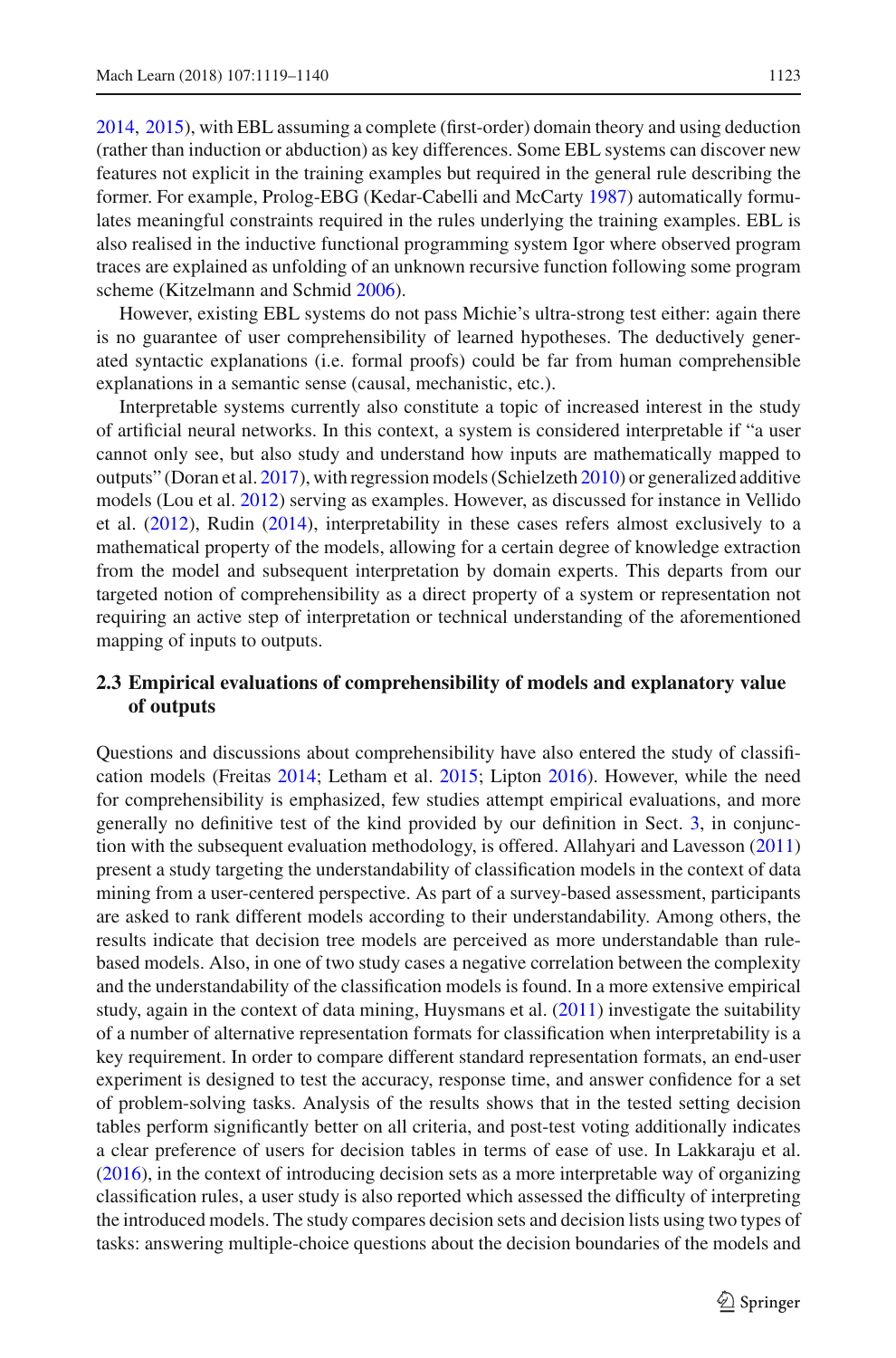2014, 2015), with EBL assuming a complete (first-order) domain theory and using deduction (rather than induction or abduction) as key differences. Some EBL systems can discover new features not explicit in the training examples but required in the general rule describing the former. For example, Prolog-EBG (Kedar-Cabelli and McCarty 1987) automatically formulates meaningful constraints required in the rules underlying the training examples. EBL is also realised in the inductive functional programming system Igor where observed program traces are explained as unfolding of an unknown recursive function following some program scheme (Kitzelmann and Schmid 2006).

However, existing EBL systems do not pass Michie's ultra-strong test either: again there is no guarantee of user comprehensibility of learned hypotheses. The deductively generated syntactic explanations (i.e. formal proofs) could be far from human comprehensible explanations in a semantic sense (causal, mechanistic, etc.).

Interpretable systems currently also constitute a topic of increased interest in the study of artificial neural networks. In this context, a system is considered interpretable if "a user cannot only see, but also study and understand how inputs are mathematically mapped to outputs" (Doran et al. 2017), with regression models (Schielzeth 2010) or generalized additive models (Lou et al. 2012) serving as examples. However, as discussed for instance in Vellido et al. (2012), Rudin (2014), interpretability in these cases refers almost exclusively to a mathematical property of the models, allowing for a certain degree of knowledge extraction from the model and subsequent interpretation by domain experts. This departs from our targeted notion of comprehensibility as a direct property of a system or representation not requiring an active step of interpretation or technical understanding of the aforementioned mapping of inputs to outputs.

### 2.3 Empirical evaluations of comprehensibility of models and explanatory value of outputs

Questions and discussions about comprehensibility have also entered the study of classification models (Freitas 2014; Letham et al. 2015; Lipton 2016). However, while the need for comprehensibility is emphasized, few studies attempt empirical evaluations, and more generally no definitive test of the kind provided by our definition in Sect. 3, in conjunction with the subsequent evaluation methodology, is offered. Allahyari and Lavesson (2011) present a study targeting the understandability of classification models in the context of data mining from a user-centered perspective. As part of a survey-based assessment, participants are asked to rank different models according to their understandability. Among others, the results indicate that decision tree models are perceived as more understandable than rule-based models. Also, in one of two study cases a negative correlation between the complexity and the understandability of the classification models is found. In a more extensive empirical study, again in the context of data mining, Huysmans et al. (2011) investigate the suitability of a number of alternative representation formats for classification when interpretability is a key requirement. In order to compare different standard representation formats, an end-user experiment is designed to test the accuracy, response time, and answer confidence for a set of problem-solving tasks. Analysis of the results shows that in the tested setting decision tables perform significantly better on all criteria, and post-test voting additionally indicates a clear preference of users for decision tables in terms of ease of use. In Lakkaraju et al. (2016), in the context of introducing decision sets as a more interpretable way of organizing classification rules, a user study is also reported which assessed the difficulty of interpreting the introduced models. The study compares decision sets and decision lists using two types of tasks: answering multiple-choice questions about the decision boundaries of the models and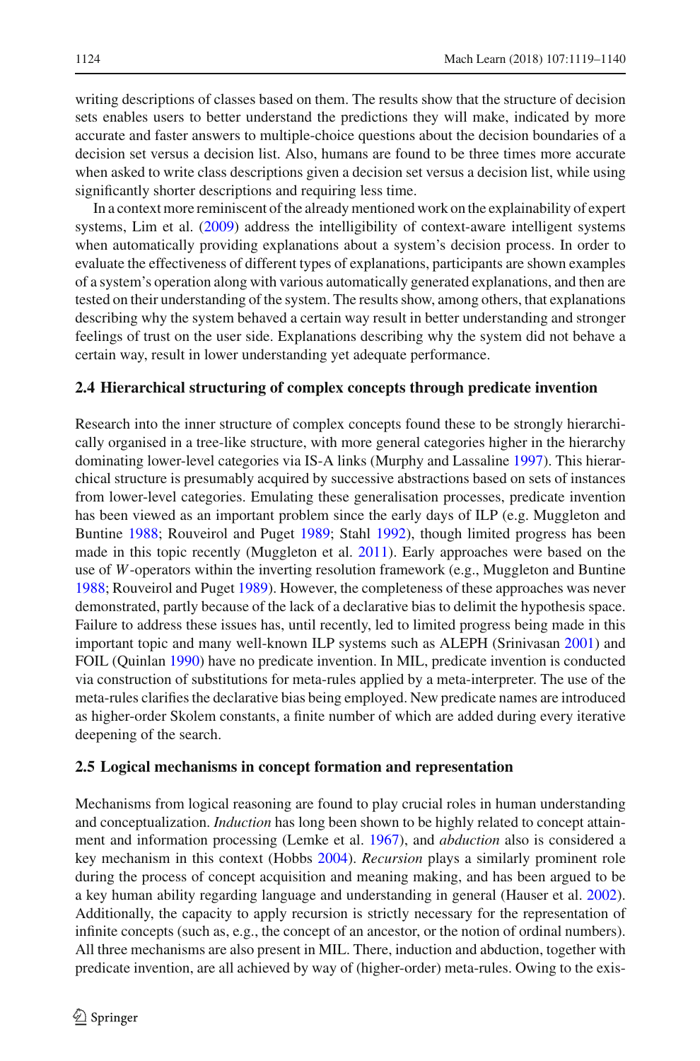writing descriptions of classes based on them. The results show that the structure of decision sets enables users to better understand the predictions they will make, indicated by more accurate and faster answers to multiple-choice questions about the decision boundaries of a decision set versus a decision list. Also, humans are found to be three times more accurate when asked to write class descriptions given a decision set versus a decision list, while using significantly shorter descriptions and requiring less time.

In a context more reminiscent of the already mentioned work on the explainability of expert systems, Lim et al. (2009) address the intelligibility of context-aware intelligent systems when automatically providing explanations about a system's decision process. In order to evaluate the effectiveness of different types of explanations, participants are shown examples of a system's operation along with various automatically generated explanations, and then are tested on their understanding of the system. The results show, among others, that explanations describing why the system behaved a certain way result in better understanding and stronger feelings of trust on the user side. Explanations describing why the system did not behave a certain way, result in lower understanding yet adequate performance.

### 2.4 Hierarchical structuring of complex concepts through predicate invention

Research into the inner structure of complex concepts found these to be strongly hierarchically organised in a tree-like structure, with more general categories higher in the hierarchy dominating lower-level categories via IS-A links (Murphy and Lassaline 1997). This hierarchical structure is presumably acquired by successive abstractions based on sets of instances from lower-level categories. Emulating these generalisation processes, predicate invention has been viewed as an important problem since the early days of ILP (e.g. Muggleton and Buntine 1988; Rouveirol and Puget 1989; Stahl 1992), though limited progress has been made in this topic recently (Muggleton et al. 2011). Early approaches were based on the use of $W$-operators within the inverting resolution framework (e.g., Muggleton and Buntine 1988; Rouveirol and Puget 1989). However, the completeness of these approaches was never demonstrated, partly because of the lack of a declarative bias to delimit the hypothesis space. Failure to address these issues has, until recently, led to limited progress being made in this important topic and many well-known ILP systems such as ALEPH (Srinivasan 2001) and FOIL (Quinlan 1990) have no predicate invention. In MIL, predicate invention is conducted via construction of substitutions for meta-rules applied by a meta-interpreter. The use of the meta-rules clarifies the declarative bias being employed. New predicate names are introduced as higher-order Skolem constants, a finite number of which are added during every iterative deepening of the search.

### 2.5 Logical mechanisms in concept formation and representation

Mechanisms from logical reasoning are found to play crucial roles in human understanding and conceptualization. *Induction* has long been shown to be highly related to concept attainment and information processing (Lemke et al. 1967), and *abduction* also is considered a key mechanism in this context (Hobbs 2004). *Recursion* plays a similarly prominent role during the process of concept acquisition and meaning making, and has been argued to be a key human ability regarding language and understanding in general (Hauser et al. 2002). Additionally, the capacity to apply recursion is strictly necessary for the representation of infinite concepts (such as, e.g., the concept of an ancestor, or the notion of ordinal numbers). All three mechanisms are also present in MIL. There, induction and abduction, together with predicate invention, are all achieved by way of (higher-order) meta-rules. Owing to the exis-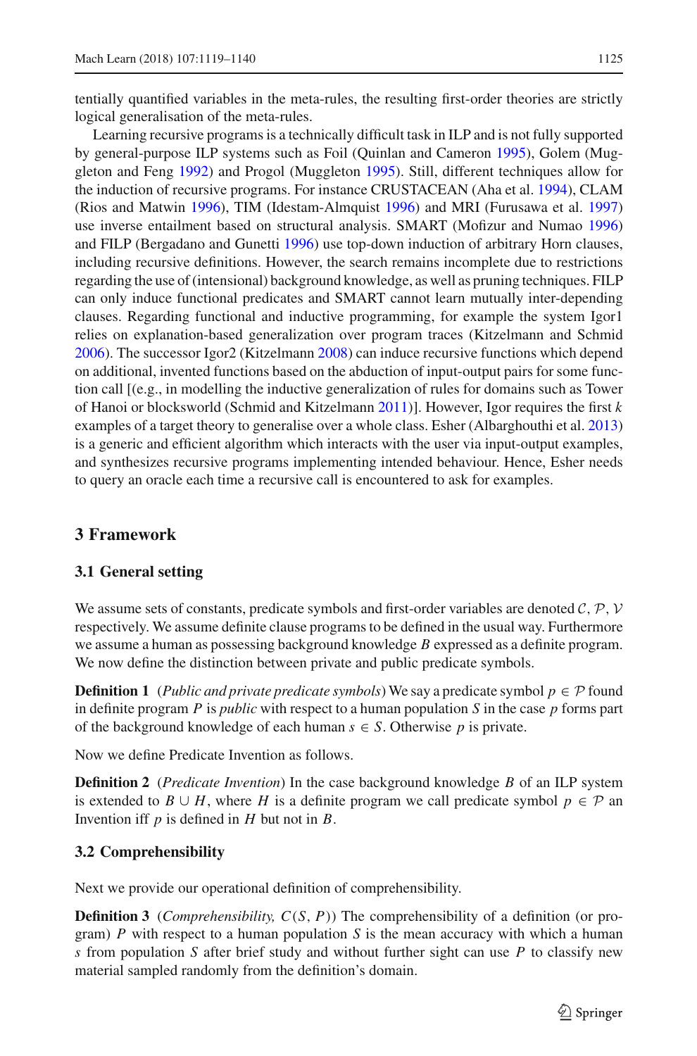tentially quantified variables in the meta-rules, the resulting first-order theories are strictly logical generalisation of the meta-rules.

Learning recursive programs is a technically difficult task in ILP and is not fully supported by general-purpose ILP systems such as Foil (Quinlan and Cameron 1995), Golem (Muggleton and Feng 1992) and Progol (Muggleton 1995). Still, different techniques allow for the induction of recursive programs. For instance CRUSTACEAN (Aha et al. 1994), CLAM (Rios and Matwin 1996), TIM (Idestam-Almquist 1996) and MRI (Furusawa et al. 1997) use inverse entailment based on structural analysis. SMART (Mofizur and Numao 1996) and FILP (Bergadano and Gunetti 1996) use top-down induction of arbitrary Horn clauses, including recursive definitions. However, the search remains incomplete due to restrictions regarding the use of (intensional) background knowledge, as well as pruning techniques. FILP can only induce functional predicates and SMART cannot learn mutually inter-depending clauses. Regarding functional and inductive programming, for example the system Igor1 relies on explanation-based generalization over program traces (Kitzelmann and Schmid 2006). The successor Igor2 (Kitzelmann 2008) can induce recursive functions which depend on additional, invented functions based on the abduction of input-output pairs for some function call [(e.g., in modelling the inductive generalization of rules for domains such as Tower of Hanoi or blocksworld (Schmid and Kitzelmann 2011)]. However, Igor requires the first $k$ examples of a target theory to generalise over a whole class. Esher (Albarghouthi et al. 2013) is a generic and efficient algorithm which interacts with the user via input-output examples, and synthesizes recursive programs implementing intended behaviour. Hence, Esher needs to query an oracle each time a recursive call is encountered to ask for examples.

## 3 Framework

### 3.1 General setting

We assume sets of constants, predicate symbols and first-order variables are denoted $\mathcal{C}$, $\mathcal{P}$, $\mathcal{V}$ respectively. We assume definite clause programs to be defined in the usual way. Furthermore we assume a human as possessing background knowledge $B$ expressed as a definite program. We now define the distinction between private and public predicate symbols.

**Definition 1** (*Public and private predicate symbols*) We say a predicate symbol $p \in \mathcal{P}$ found in definite program $P$ is *public* with respect to a human population $S$ in the case $p$ forms part of the background knowledge of each human $s \in S$. Otherwise $p$ is private.

Now we define Predicate Invention as follows.

**Definition 2** (*Predicate Invention*) In the case background knowledge $B$ of an ILP system is extended to $B \cup H$, where $H$ is a definite program we call predicate symbol $p \in \mathcal{P}$ an Invention iff $p$ is defined in $H$ but not in $B$.

### 3.2 Comprehensibility

Next we provide our operational definition of comprehensibility.

**Definition 3** (*Comprehensibility, $C(S, P)$*) The comprehensibility of a definition (or program) $P$ with respect to a human population $S$ is the mean accuracy with which a human $s$ from population $S$ after brief study and without further sight can use $P$ to classify new material sampled randomly from the definition's domain.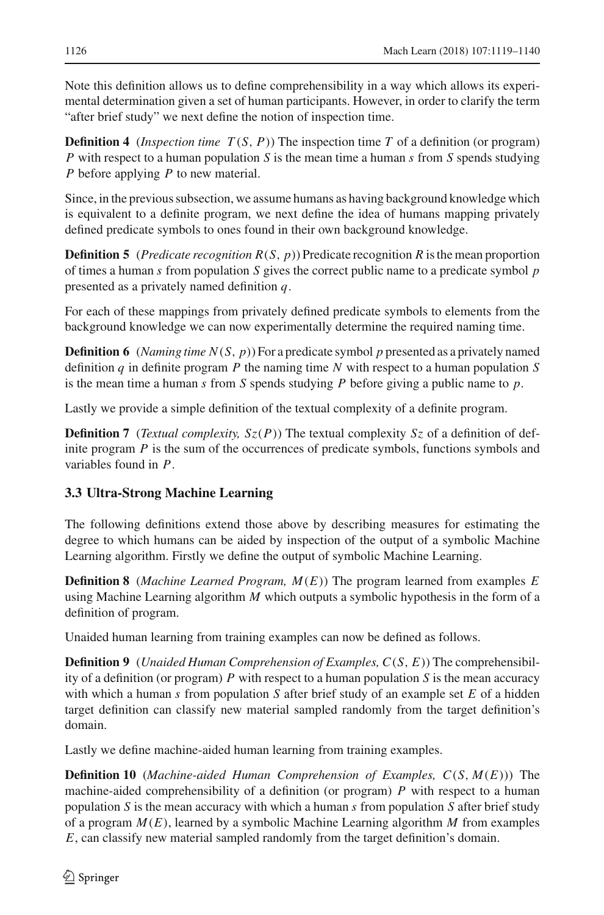Note this definition allows us to define comprehensibility in a way which allows its experimental determination given a set of human participants. However, in order to clarify the term "after brief study" we next define the notion of inspection time.

**Definition 4** (*Inspection time* $T(S, P)$) The inspection time $T$ of a definition (or program) $P$ with respect to a human population $S$ is the mean time a human $s$ from $S$ spends studying $P$ before applying $P$ to new material.

Since, in the previous subsection, we assume humans as having background knowledge which is equivalent to a definite program, we next define the idea of humans mapping privately defined predicate symbols to ones found in their own background knowledge.

**Definition 5** (*Predicate recognition* $R(S, p)$) Predicate recognition $R$ is the mean proportion of times a human $s$ from population $S$ gives the correct public name to a predicate symbol $p$ presented as a privately named definition $q$.

For each of these mappings from privately defined predicate symbols to elements from the background knowledge we can now experimentally determine the required naming time.

**Definition 6** (*Naming time* $N(S, p)$) For a predicate symbol $p$ presented as a privately named definition $q$ in definite program $P$ the naming time $N$ with respect to a human population $S$ is the mean time a human $s$ from $S$ spends studying $P$ before giving a public name to $p$.

Lastly we provide a simple definition of the textual complexity of a definite program.

**Definition 7** (*Textual complexity,* $Sz(P)$) The textual complexity $Sz$ of a definition of definite program $P$ is the sum of the occurrences of predicate symbols, functions symbols and variables found in $P$.

### 3.3 Ultra-Strong Machine Learning

The following definitions extend those above by describing measures for estimating the degree to which humans can be aided by inspection of the output of a symbolic Machine Learning algorithm. Firstly we define the output of symbolic Machine Learning.

**Definition 8** (*Machine Learned Program,* $M(E)$) The program learned from examples $E$ using Machine Learning algorithm $M$ which outputs a symbolic hypothesis in the form of a definition of program.

Unaided human learning from training examples can now be defined as follows.

**Definition 9** (*Unaided Human Comprehension of Examples,* $C(S, E)$) The comprehensibility of a definition (or program) $P$ with respect to a human population $S$ is the mean accuracy with which a human $s$ from population $S$ after brief study of an example set $E$ of a hidden target definition can classify new material sampled randomly from the target definition's domain.

Lastly we define machine-aided human learning from training examples.

**Definition 10** (*Machine-aided Human Comprehension of Examples,* $C(S, M(E))$) The machine-aided comprehensibility of a definition (or program) $P$ with respect to a human population $S$ is the mean accuracy with which a human $s$ from population $S$ after brief study of a program $M(E)$, learned by a symbolic Machine Learning algorithm $M$ from examples $E$, can classify new material sampled randomly from the target definition's domain.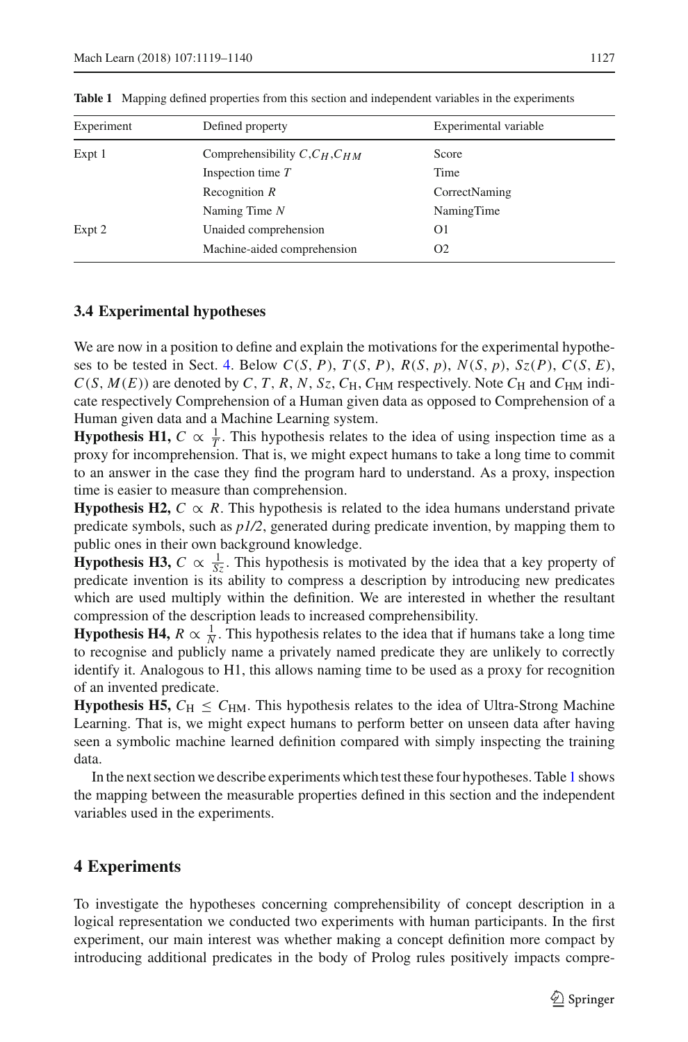**Table 1** Mapping defined properties from this section and independent variables in the experiments

| Experiment | Defined property | Experimental variable |
|---|---|---|
| Expt 1 | Comprehensibility $C, C_H, C_{HM}$ | Score |
| | Inspection time $T$ | Time |
| | Recognition $R$ | CorrectNaming |
| | Naming Time $N$ | NamingTime |
| Expt 2 | Unaided comprehension | O1 |
| | Machine-aided comprehension | O2 |

### 3.4 Experimental hypotheses

We are now in a position to define and explain the motivations for the experimental hypotheses to be tested in Sect. 4. Below $C(S, P)$, $T(S, P)$, $R(S, p)$, $N(S, p)$, $Sz(P)$, $C(S, E)$, $C(S, M(E))$ are denoted by $C$, $T$, $R$, $N$, $Sz$, $C_{\mathrm{H}}$, $C_{\mathrm{HM}}$ respectively. Note $C_{\mathrm{H}}$ and $C_{\mathrm{HM}}$ indicate respectively Comprehension of a Human given data as opposed to Comprehension of a Human given data and a Machine Learning system.

**Hypothesis H1,** $C \propto \frac{1}{T}$. This hypothesis relates to the idea of using inspection time as a proxy for incomprehension. That is, we might expect humans to take a long time to commit to an answer in the case they find the program hard to understand. As a proxy, inspection time is easier to measure than comprehension.

**Hypothesis H2,** $C \propto R$. This hypothesis is related to the idea humans understand private predicate symbols, such as *p1/2*, generated during predicate invention, by mapping them to public ones in their own background knowledge.

**Hypothesis H3,** $C \propto \frac{1}{Sz}$. This hypothesis is motivated by the idea that a key property of predicate invention is its ability to compress a description by introducing new predicates which are used multiply within the definition. We are interested in whether the resultant compression of the description leads to increased comprehensibility.

**Hypothesis H4,** $R \propto \frac{1}{N}$. This hypothesis relates to the idea that if humans take a long time to recognise and publicly name a privately named predicate they are unlikely to correctly identify it. Analogous to H1, this allows naming time to be used as a proxy for recognition of an invented predicate.

**Hypothesis H5,** $C_{\mathrm{H}} \leq C_{\mathrm{HM}}$. This hypothesis relates to the idea of Ultra-Strong Machine Learning. That is, we might expect humans to perform better on unseen data after having seen a symbolic machine learned definition compared with simply inspecting the training data.

In the next section we describe experiments which test these four hypotheses. Table 1 shows the mapping between the measurable properties defined in this section and the independent variables used in the experiments.

## 4 Experiments

To investigate the hypotheses concerning comprehensibility of concept description in a logical representation we conducted two experiments with human participants. In the first experiment, our main interest was whether making a concept definition more compact by introducing additional predicates in the body of Prolog rules positively impacts compre-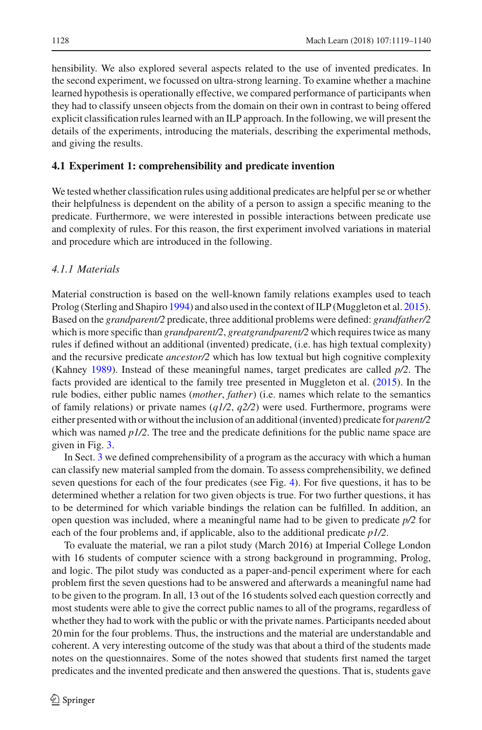hensibility. We also explored several aspects related to the use of invented predicates. In the second experiment, we focussed on ultra-strong learning. To examine whether a machine learned hypothesis is operationally effective, we compared performance of participants when they had to classify unseen objects from the domain on their own in contrast to being offered explicit classification rules learned with an ILP approach. In the following, we will present the details of the experiments, introducing the materials, describing the experimental methods, and giving the results.

### 4.1 Experiment 1: comprehensibility and predicate invention

We tested whether classification rules using additional predicates are helpful per se or whether their helpfulness is dependent on the ability of a person to assign a specific meaning to the predicate. Furthermore, we were interested in possible interactions between predicate use and complexity of rules. For this reason, the first experiment involved variations in material and procedure which are introduced in the following.

#### *4.1.1 Materials*

Material construction is based on the well-known family relations examples used to teach Prolog (Sterling and Shapiro 1994) and also used in the context of ILP (Muggleton et al. 2015). Based on the *grandparent/2* predicate, three additional problems were defined: *grandfather/2* which is more specific than *grandparent/2*, *greatgrandparent/2* which requires twice as many rules if defined without an additional (invented) predicate, (i.e. has high textual complexity) and the recursive predicate *ancestor/2* which has low textual but high cognitive complexity (Kahney 1989). Instead of these meaningful names, target predicates are called *p/2*. The facts provided are identical to the family tree presented in Muggleton et al. (2015). In the rule bodies, either public names (*mother*, *father*) (i.e. names which relate to the semantics of family relations) or private names (*q1/2*, *q2/2*) were used. Furthermore, programs were either presented with or without the inclusion of an additional (invented) predicate for *parent/2* which was named *p1/2*. The tree and the predicate definitions for the public name space are given in Fig. 3.

In Sect. 3 we defined comprehensibility of a program as the accuracy with which a human can classify new material sampled from the domain. To assess comprehensibility, we defined seven questions for each of the four predicates (see Fig. 4). For five questions, it has to be determined whether a relation for two given objects is true. For two further questions, it has to be determined for which variable bindings the relation can be fulfilled. In addition, an open question was included, where a meaningful name had to be given to predicate *p/2* for each of the four problems and, if applicable, also to the additional predicate *p1/2*.

To evaluate the material, we ran a pilot study (March 2016) at Imperial College London with 16 students of computer science with a strong background in programming, Prolog, and logic. The pilot study was conducted as a paper-and-pencil experiment where for each problem first the seven questions had to be answered and afterwards a meaningful name had to be given to the program. In all, 13 out of the 16 students solved each question correctly and most students were able to give the correct public names to all of the programs, regardless of whether they had to work with the public or with the private names. Participants needed about 20 min for the four problems. Thus, the instructions and the material are understandable and coherent. A very interesting outcome of the study was that about a third of the students made notes on the questionnaires. Some of the notes showed that students first named the target predicates and the invented predicate and then answered the questions. That is, students gave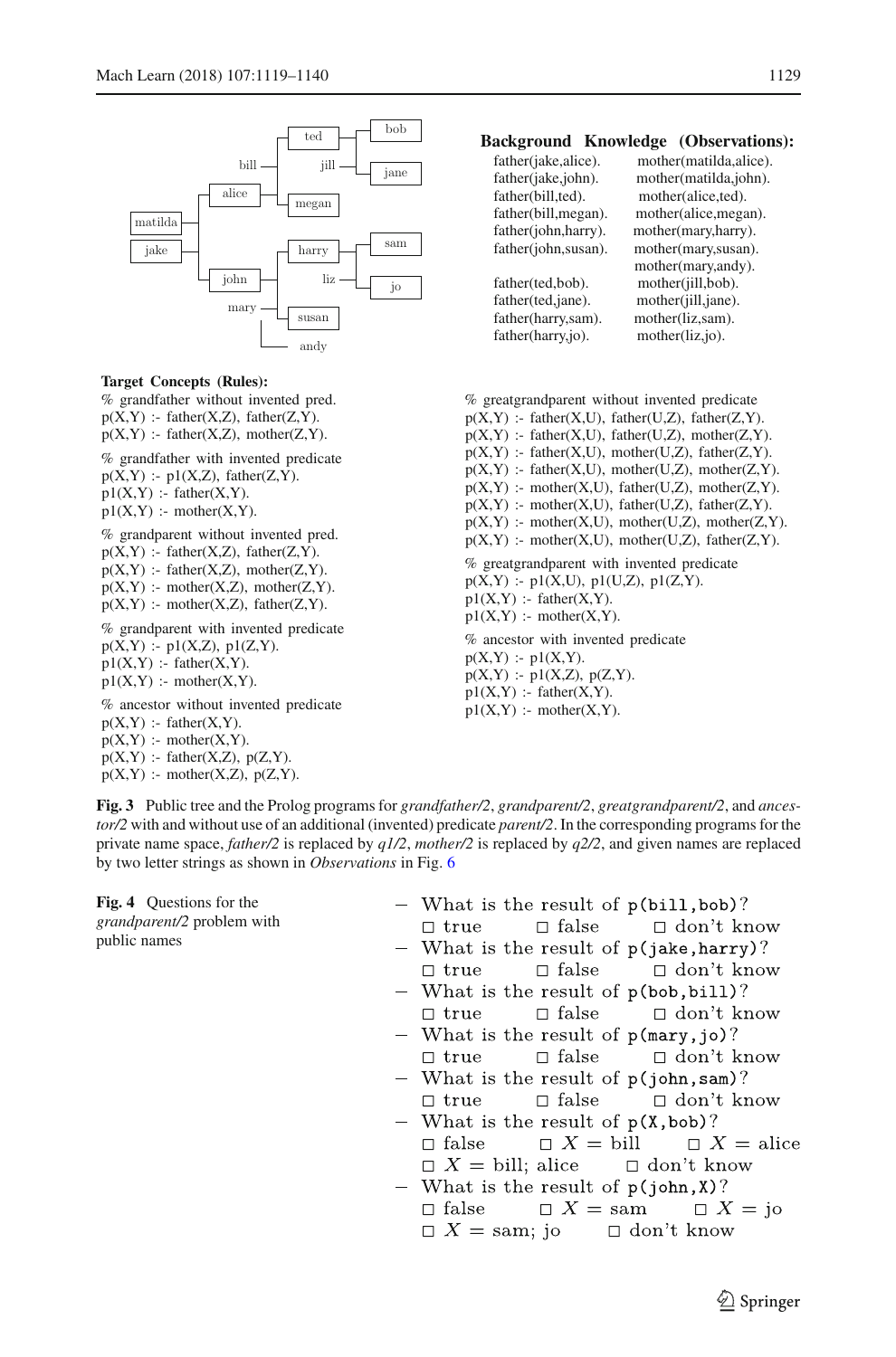**Background Knowledge (Observations):**

```
father(jake,alice).      mother(matilda,alice).
father(jake,john).       mother(matilda,john).
father(bill,ted).        mother(alice,ted).
father(bill,megan).      mother(alice,megan).
father(john,harry).      mother(mary,harry).
father(john,susan).      mother(mary,susan).
                         mother(mary,andy).
father(ted,bob).         mother(jill,bob).
father(ted,jane).        mother(jill,jane).
father(harry,sam).       mother(liz,sam).
father(harry,jo).        mother(liz,jo).
```

**Target Concepts (Rules):**

```
% grandfather without invented pred.
p(X,Y) :- father(X,Z), father(Z,Y).
p(X,Y) :- father(X,Z), mother(Z,Y).

% grandfather with invented predicate
p(X,Y) :- p1(X,Z), father(Z,Y).
p1(X,Y) :- father(X,Y).
p1(X,Y) :- mother(X,Y).

% grandparent without invented pred.
p(X,Y) :- father(X,Z), father(Z,Y).
p(X,Y) :- father(X,Z), mother(Z,Y).
p(X,Y) :- mother(X,Z), mother(Z,Y).
p(X,Y) :- mother(X,Z), father(Z,Y).

% grandparent with invented predicate
p(X,Y) :- p1(X,Z), p1(Z,Y).
p1(X,Y) :- father(X,Y).
p1(X,Y) :- mother(X,Y).

% ancestor without invented predicate
p(X,Y) :- father(X,Y).
p(X,Y) :- mother(X,Y).
p(X,Y) :- father(X,Z), p(Z,Y).
p(X,Y) :- mother(X,Z), p(Z,Y).

% greatgrandparent without invented predicate
p(X,Y) :- father(X,U), father(U,Z), father(Z,Y).
p(X,Y) :- father(X,U), father(U,Z), mother(Z,Y).
p(X,Y) :- father(X,U), mother(U,Z), father(Z,Y).
p(X,Y) :- father(X,U), mother(U,Z), mother(Z,Y).
p(X,Y) :- mother(X,U), father(U,Z), mother(Z,Y).
p(X,Y) :- mother(X,U), father(U,Z), father(Z,Y).
p(X,Y) :- mother(X,U), mother(U,Z), mother(Z,Y).
p(X,Y) :- mother(X,U), mother(U,Z), father(Z,Y).

% greatgrandparent with invented predicate
p(X,Y) :- p1(X,U), p1(U,Z), p1(Z,Y).
p1(X,Y) :- father(X,Y).
p1(X,Y) :- mother(X,Y).

% ancestor with invented predicate
p(X,Y) :- p1(X,Y).
p(X,Y) :- p1(X,Z), p(Z,Y).
p1(X,Y) :- father(X,Y).
p1(X,Y) :- mother(X,Y).
```

**Fig. 3** Public tree and the Prolog programs for *grandfather/2*, *grandparent/2*, *greatgrandparent/2*, and *ancestor/2* with and without use of an additional (invented) predicate *parent/2*. In the corresponding programs for the private name space, *father/2* is replaced by *q1/2*, *mother/2* is replaced by *q2/2*, and given names are replaced by two letter strings as shown in *Observations* in Fig. 6

**Fig. 4** Questions for the *grandparent/2* problem with public names

- What is the result of `p(bill,bob)`?
  □ true □ false □ don't know
- What is the result of `p(jake,harry)`?
  □ true □ false □ don't know
- What is the result of `p(bob,bill)`?
  □ true □ false □ don't know
- What is the result of `p(mary,jo)`?
  □ true □ false □ don't know
- What is the result of `p(john,sam)`?
  □ true □ false □ don't know
- What is the result of `p(X,bob)`?
  □ false □ $X$ = bill □ $X$ = alice
  □ $X$ = bill; alice □ don't know
- What is the result of `p(john,X)`?
  □ false □ $X$ = sam □ $X$ = jo
  □ $X$ = sam; jo □ don't know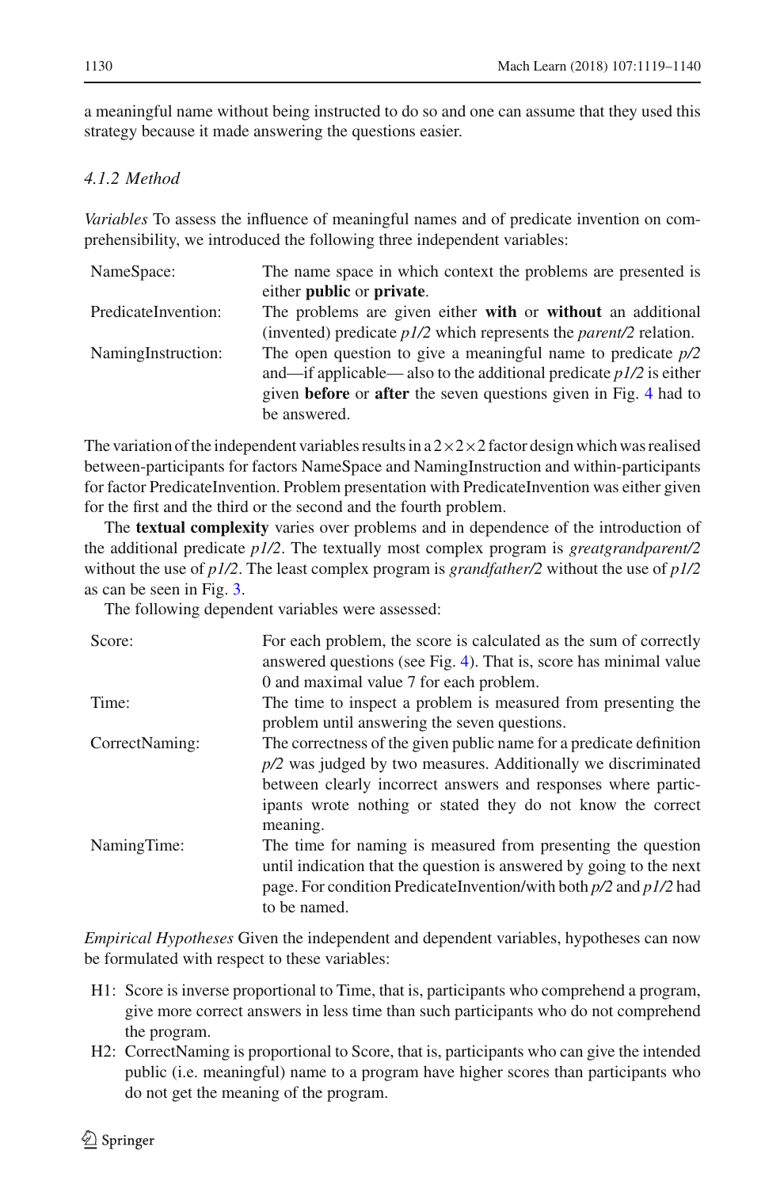a meaningful name without being instructed to do so and one can assume that they used this strategy because it made answering the questions easier.

#### *4.1.2 Method*

*Variables* To assess the influence of meaningful names and of predicate invention on comprehensibility, we introduced the following three independent variables:

| | |
|---|---|
| NameSpace: | The name space in which context the problems are presented is either **public** or **private**. |
| PredicateInvention: | The problems are given either **with** or **without** an additional (invented) predicate *p1/2* which represents the *parent/2* relation. |
| NamingInstruction: | The open question to give a meaningful name to predicate *p/2* and—if applicable— also to the additional predicate *p1/2* is either given **before** or **after** the seven questions given in Fig. 4 had to be answered. |

The variation of the independent variables results in a $2\times2\times2$ factor design which was realised between-participants for factors NameSpace and NamingInstruction and within-participants for factor PredicateInvention. Problem presentation with PredicateInvention was either given for the first and the third or the second and the fourth problem.

The **textual complexity** varies over problems and in dependence of the introduction of the additional predicate *p1/2*. The textually most complex program is *greatgrandparent/2* without the use of *p1/2*. The least complex program is *grandfather/2* without the use of *p1/2* as can be seen in Fig. 3.

The following dependent variables were assessed:

| | |
|---|---|
| Score: | For each problem, the score is calculated as the sum of correctly answered questions (see Fig. 4). That is, score has minimal value 0 and maximal value 7 for each problem. |
| Time: | The time to inspect a problem is measured from presenting the problem until answering the seven questions. |
| CorrectNaming: | The correctness of the given public name for a predicate definition *p/2* was judged by two measures. Additionally we discriminated between clearly incorrect answers and responses where participants wrote nothing or stated they do not know the correct meaning. |
| NamingTime: | The time for naming is measured from presenting the question until indication that the question is answered by going to the next page. For condition PredicateInvention/with both *p/2* and *p1/2* had to be named. |

*Empirical Hypotheses* Given the independent and dependent variables, hypotheses can now be formulated with respect to these variables:

- H1: Score is inverse proportional to Time, that is, participants who comprehend a program, give more correct answers in less time than such participants who do not comprehend the program.
- H2: CorrectNaming is proportional to Score, that is, participants who can give the intended public (i.e. meaningful) name to a program have higher scores than participants who do not get the meaning of the program.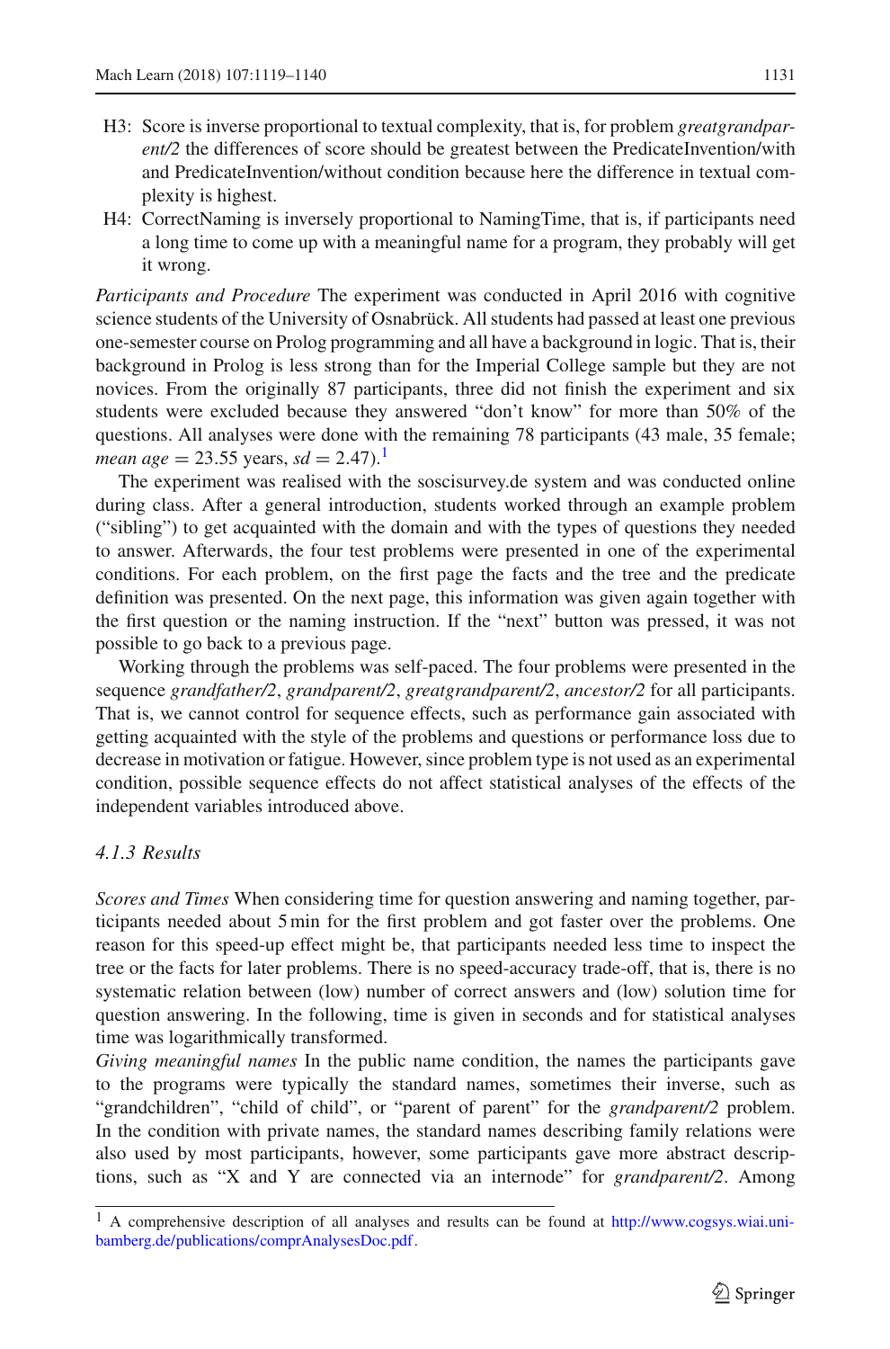- H3: Score is inverse proportional to textual complexity, that is, for problem *greatgrandparent/2* the differences of score should be greatest between the PredicateInvention/with and PredicateInvention/without condition because here the difference in textual complexity is highest.
- H4: CorrectNaming is inversely proportional to NamingTime, that is, if participants need a long time to come up with a meaningful name for a program, they probably will get it wrong.

*Participants and Procedure* The experiment was conducted in April 2016 with cognitive science students of the University of Osnabrück. All students had passed at least one previous one-semester course on Prolog programming and all have a background in logic. That is, their background in Prolog is less strong than for the Imperial College sample but they are not novices. From the originally 87 participants, three did not finish the experiment and six students were excluded because they answered "don't know" for more than 50% of the questions. All analyses were done with the remaining 78 participants (43 male, 35 female; *mean age* = 23.55 years, *sd* = 2.47).[1]

The experiment was realised with the soscisurvey.de system and was conducted online during class. After a general introduction, students worked through an example problem ("sibling") to get acquainted with the domain and with the types of questions they needed to answer. Afterwards, the four test problems were presented in one of the experimental conditions. For each problem, on the first page the facts and the tree and the predicate definition was presented. On the next page, this information was given again together with the first question or the naming instruction. If the "next" button was pressed, it was not possible to go back to a previous page.

Working through the problems was self-paced. The four problems were presented in the sequence *grandfather/2*, *grandparent/2*, *greatgrandparent/2*, *ancestor/2* for all participants. That is, we cannot control for sequence effects, such as performance gain associated with getting acquainted with the style of the problems and questions or performance loss due to decrease in motivation or fatigue. However, since problem type is not used as an experimental condition, possible sequence effects do not affect statistical analyses of the effects of the independent variables introduced above.

### 4.1.3 Results

*Scores and Times* When considering time for question answering and naming together, participants needed about 5 min for the first problem and got faster over the problems. One reason for this speed-up effect might be, that participants needed less time to inspect the tree or the facts for later problems. There is no speed-accuracy trade-off, that is, there is no systematic relation between (low) number of correct answers and (low) solution time for question answering. In the following, time is given in seconds and for statistical analyses time was logarithmically transformed.

*Giving meaningful names* In the public name condition, the names the participants gave to the programs were typically the standard names, sometimes their inverse, such as "grandchildren", "child of child", or "parent of parent" for the *grandparent/2* problem. In the condition with private names, the standard names describing family relations were also used by most participants, however, some participants gave more abstract descriptions, such as "X and Y are connected via an internode" for *grandparent/2*. Among

[1] A comprehensive description of all analyses and results can be found at http://www.cogsys.wiai.uni-bamberg.de/publications/comprAnalysesDoc.pdf.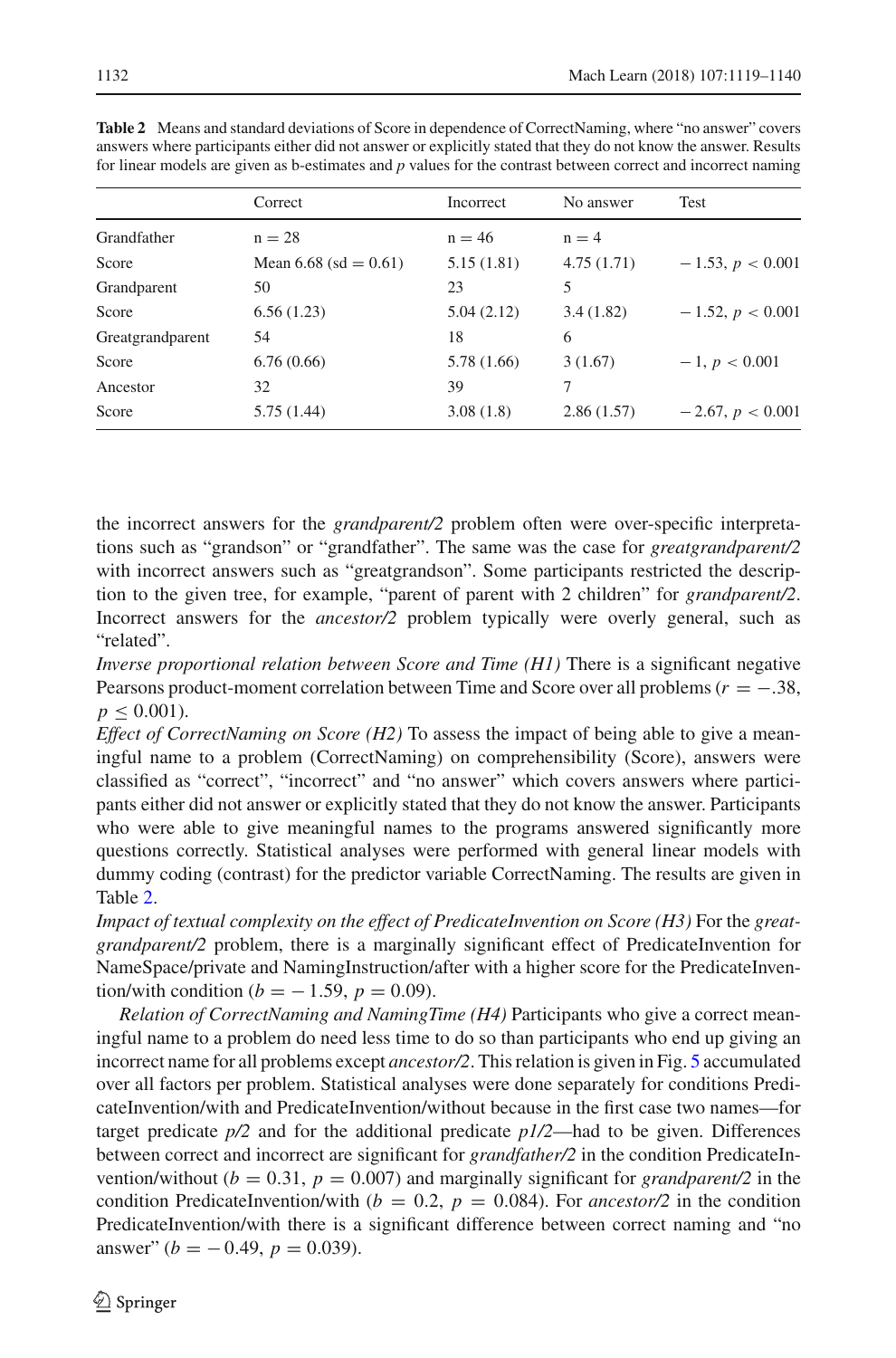**Table 2** Means and standard deviations of Score in dependence of CorrectNaming, where "no answer" covers answers where participants either did not answer or explicitly stated that they do not know the answer. Results for linear models are given as b-estimates and *p* values for the contrast between correct and incorrect naming

| | Correct | Incorrect | No answer | Test |
|---|---|---|---|---|
| Grandfather | n = 28 | n = 46 | n = 4 | |
| Score | Mean 6.68 (sd = 0.61) | 5.15 (1.81) | 4.75 (1.71) | $-1.53$, $p < 0.001$ |
| Grandparent | 50 | 23 | 5 | |
| Score | 6.56 (1.23) | 5.04 (2.12) | 3.4 (1.82) | $-1.52$, $p < 0.001$ |
| Greatgrandparent | 54 | 18 | 6 | |
| Score | 6.76 (0.66) | 5.78 (1.66) | 3 (1.67) | $-1$, $p < 0.001$ |
| Ancestor | 32 | 39 | 7 | |
| Score | 5.75 (1.44) | 3.08 (1.8) | 2.86 (1.57) | $-2.67$, $p < 0.001$ |

the incorrect answers for the *grandparent/2* problem often were over-specific interpretations such as "grandson" or "grandfather". The same was the case for *greatgrandparent/2* with incorrect answers such as "greatgrandson". Some participants restricted the description to the given tree, for example, "parent of parent with 2 children" for *grandparent/2*. Incorrect answers for the *ancestor/2* problem typically were overly general, such as "related".

*Inverse proportional relation between Score and Time (H1)* There is a significant negative Pearsons product-moment correlation between Time and Score over all problems ($r = -.38$, $p \leq 0.001$).

*Effect of CorrectNaming on Score (H2)* To assess the impact of being able to give a meaningful name to a problem (CorrectNaming) on comprehensibility (Score), answers were classified as "correct", "incorrect" and "no answer" which covers answers where participants either did not answer or explicitly stated that they do not know the answer. Participants who were able to give meaningful names to the programs answered significantly more questions correctly. Statistical analyses were performed with general linear models with dummy coding (contrast) for the predictor variable CorrectNaming. The results are given in Table 2.

*Impact of textual complexity on the effect of PredicateInvention on Score (H3)* For the *greatgrandparent/2* problem, there is a marginally significant effect of PredicateInvention for NameSpace/private and NamingInstruction/after with a higher score for the PredicateInvention/with condition ($b = -1.59$, $p = 0.09$).

*Relation of CorrectNaming and NamingTime (H4)* Participants who give a correct meaningful name to a problem do need less time to do so than participants who end up giving an incorrect name for all problems except *ancestor/2*. This relation is given in Fig. 5 accumulated over all factors per problem. Statistical analyses were done separately for conditions PredicateInvention/with and PredicateInvention/without because in the first case two names—for target predicate *p/2* and for the additional predicate *p1/2*—had to be given. Differences between correct and incorrect are significant for *grandfather/2* in the condition PredicateInvention/without ($b = 0.31$, $p = 0.007$) and marginally significant for *grandparent/2* in the condition PredicateInvention/with ($b = 0.2$, $p = 0.084$). For *ancestor/2* in the condition PredicateInvention/with there is a significant difference between correct naming and "no answer" ($b = -0.49$, $p = 0.039$).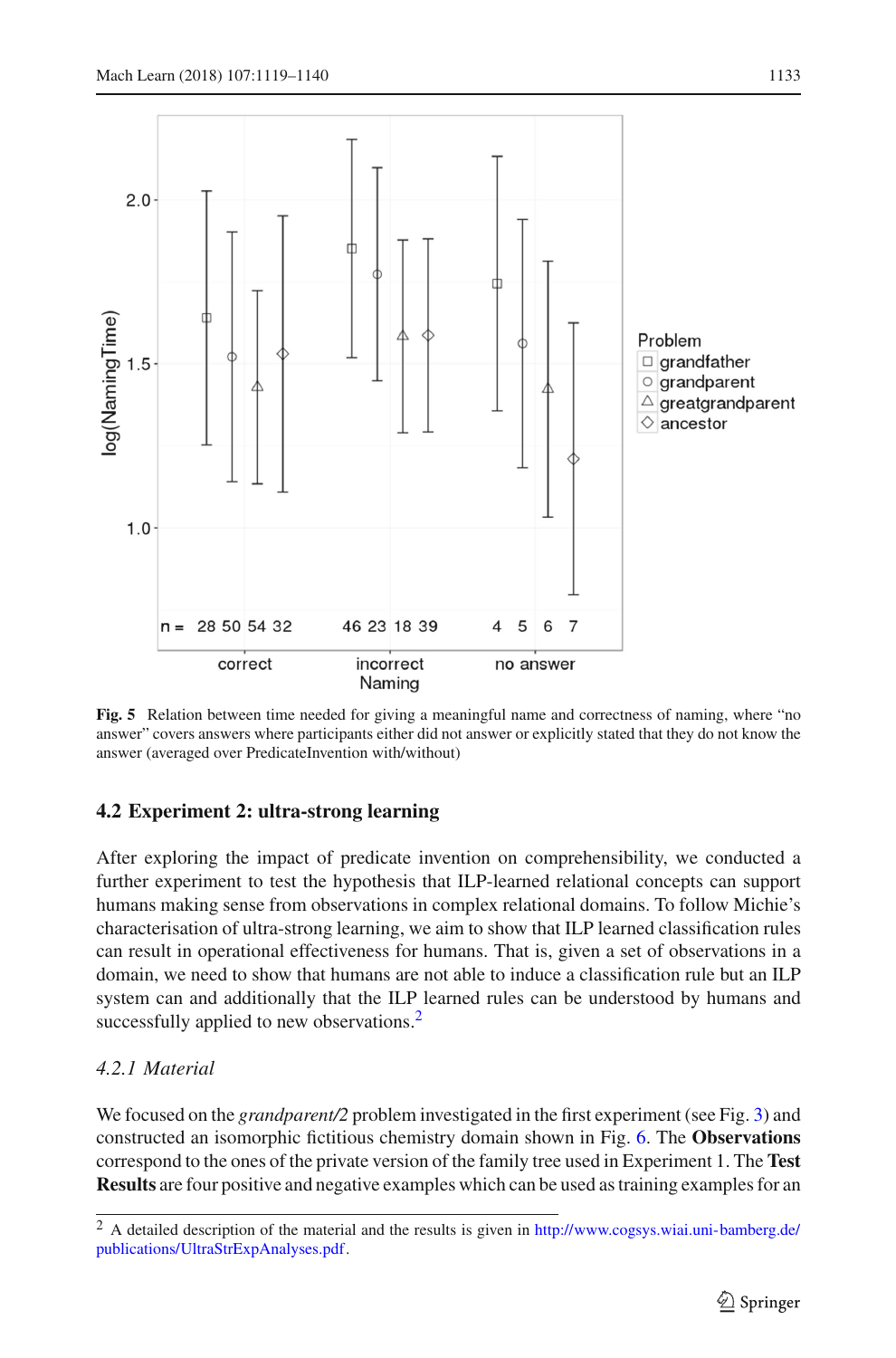Fig. 5 Relation between time needed for giving a meaningful name and correctness of naming, where "no answer" covers answers where participants either did not answer or explicitly stated that they do not know the answer (averaged over PredicateInvention with/without)

### 4.2 Experiment 2: ultra-strong learning

After exploring the impact of predicate invention on comprehensibility, we conducted a further experiment to test the hypothesis that ILP-learned relational concepts can support humans making sense from observations in complex relational domains. To follow Michie's characterisation of ultra-strong learning, we aim to show that ILP learned classification rules can result in operational effectiveness for humans. That is, given a set of observations in a domain, we need to show that humans are not able to induce a classification rule but an ILP system can and additionally that the ILP learned rules can be understood by humans and successfully applied to new observations.[2]

#### 4.2.1 Material

We focused on the *grandparent/2* problem investigated in the first experiment (see Fig. 3) and constructed an isomorphic fictitious chemistry domain shown in Fig. 6. The **Observations** correspond to the ones of the private version of the family tree used in Experiment 1. The **Test Results** are four positive and negative examples which can be used as training examples for an

[2] A detailed description of the material and the results is given in http://www.cogsys.wiai.uni-bamberg.de/publications/UltraStrExpAnalyses.pdf.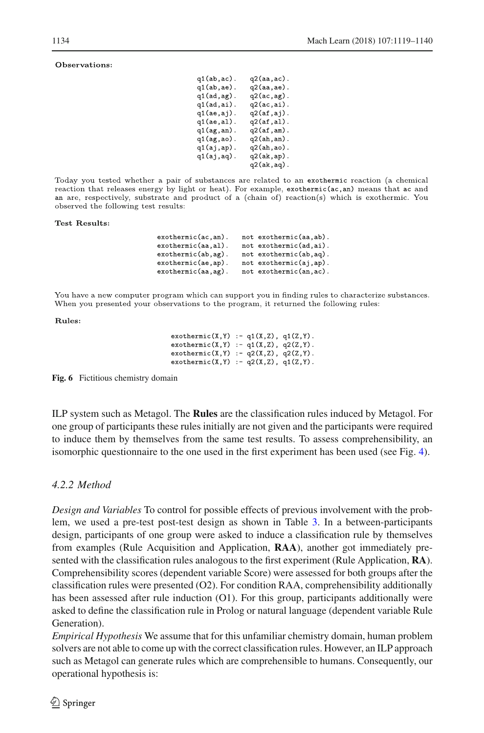**Observations:**

```
q1(ab,ac).   q2(aa,ac).
q1(ab,ae).   q2(aa,ae).
q1(ad,ag).   q2(ac,ag).
q1(ad,ai).   q2(ac,ai).
q1(ae,aj).   q2(af,aj).
q1(ae,al).   q2(af,al).
q1(ag,an).   q2(af,am).
q1(ag,ao).   q2(ah,an).
q1(aj,ap).   q2(ah,ao).
q1(aj,aq).   q2(ak,ap).
             q2(ak,aq).
```

Today you tested whether a pair of substances are related to an `exothermic` reaction (a chemical reaction that releases energy by light or heat). For example, `exothermic(ac,an)` means that `ac` and `an` are, respectively, substrate and product of a (chain of) reaction(s) which is exothermic. You observed the following test results:

**Test Results:**

```
exothermic(ac,an).    not exothermic(aa,ab).
exothermic(aa,al).    not exothermic(ad,ai).
exothermic(ab,ag).    not exothermic(ab,aq).
exothermic(ae,ap).    not exothermic(aj,ap).
exothermic(aa,ag).    not exothermic(an,ac).
```

You have a new computer program which can support you in finding rules to characterize substances. When you presented your observations to the program, it returned the following rules:

**Rules:**

```
exothermic(X,Y) :- q1(X,Z), q1(Z,Y).
exothermic(X,Y) :- q1(X,Z), q2(Z,Y).
exothermic(X,Y) :- q2(X,Z), q2(Z,Y).
exothermic(X,Y) :- q2(X,Z), q1(Z,Y).
```

**Fig. 6** Fictitious chemistry domain

ILP system such as Metagol. The **Rules** are the classification rules induced by Metagol. For one group of participants these rules initially are not given and the participants were required to induce them by themselves from the same test results. To assess comprehensibility, an isomorphic questionnaire to the one used in the first experiment has been used (see Fig. 4).

### *4.2.2 Method*

*Design and Variables* To control for possible effects of previous involvement with the problem, we used a pre-test post-test design as shown in Table 3. In a between-participants design, participants of one group were asked to induce a classification rule by themselves from examples (Rule Acquisition and Application, **RAA**), another got immediately presented with the classification rules analogous to the first experiment (Rule Application, **RA**). Comprehensibility scores (dependent variable Score) were assessed for both groups after the classification rules were presented (O2). For condition RAA, comprehensibility additionally has been assessed after rule induction (O1). For this group, participants additionally were asked to define the classification rule in Prolog or natural language (dependent variable Rule Generation).

*Empirical Hypothesis* We assume that for this unfamiliar chemistry domain, human problem solvers are not able to come up with the correct classification rules. However, an ILP approach such as Metagol can generate rules which are comprehensible to humans. Consequently, our operational hypothesis is: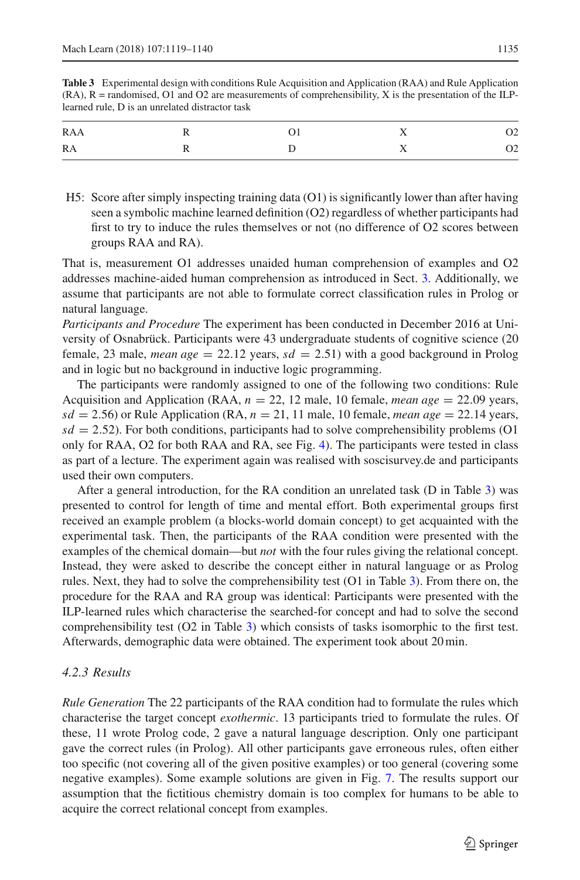**Table 3** Experimental design with conditions Rule Acquisition and Application (RAA) and Rule Application (RA), R = randomised, O1 and O2 are measurements of comprehensibility, X is the presentation of the ILP-learned rule, D is an unrelated distractor task

| | | | | |
|---|---|---|---|---|
| RAA | R | O1 | X | O2 |
| RA | R | D | X | O2 |

H5: Score after simply inspecting training data (O1) is significantly lower than after having seen a symbolic machine learned definition (O2) regardless of whether participants had first to try to induce the rules themselves or not (no difference of O2 scores between groups RAA and RA).

That is, measurement O1 addresses unaided human comprehension of examples and O2 addresses machine-aided human comprehension as introduced in Sect. 3. Additionally, we assume that participants are not able to formulate correct classification rules in Prolog or natural language.

*Participants and Procedure* The experiment has been conducted in December 2016 at University of Osnabrück. Participants were 43 undergraduate students of cognitive science (20 female, 23 male, *mean age* $= 22.12$ years, *sd* $= 2.51$) with a good background in Prolog and in logic but no background in inductive logic programming.

The participants were randomly assigned to one of the following two conditions: Rule Acquisition and Application (RAA, $n = 22$, 12 male, 10 female, *mean age* $= 22.09$ years, *sd* $= 2.56$) or Rule Application (RA, $n = 21$, 11 male, 10 female, *mean age* $= 22.14$ years, *sd* $= 2.52$). For both conditions, participants had to solve comprehensibility problems (O1 only for RAA, O2 for both RAA and RA, see Fig. 4). The participants were tested in class as part of a lecture. The experiment again was realised with soscisurvey.de and participants used their own computers.

After a general introduction, for the RA condition an unrelated task (D in Table 3) was presented to control for length of time and mental effort. Both experimental groups first received an example problem (a blocks-world domain concept) to get acquainted with the experimental task. Then, the participants of the RAA condition were presented with the examples of the chemical domain—but *not* with the four rules giving the relational concept. Instead, they were asked to describe the concept either in natural language or as Prolog rules. Next, they had to solve the comprehensibility test (O1 in Table 3). From there on, the procedure for the RAA and RA group was identical: Participants were presented with the ILP-learned rules which characterise the searched-for concept and had to solve the second comprehensibility test (O2 in Table 3) which consists of tasks isomorphic to the first test. Afterwards, demographic data were obtained. The experiment took about 20 min.

#### *4.2.3 Results*

*Rule Generation* The 22 participants of the RAA condition had to formulate the rules which characterise the target concept *exothermic*. 13 participants tried to formulate the rules. Of these, 11 wrote Prolog code, 2 gave a natural language description. Only one participant gave the correct rules (in Prolog). All other participants gave erroneous rules, often either too specific (not covering all of the given positive examples) or too general (covering some negative examples). Some example solutions are given in Fig. 7. The results support our assumption that the fictitious chemistry domain is too complex for humans to be able to acquire the correct relational concept from examples.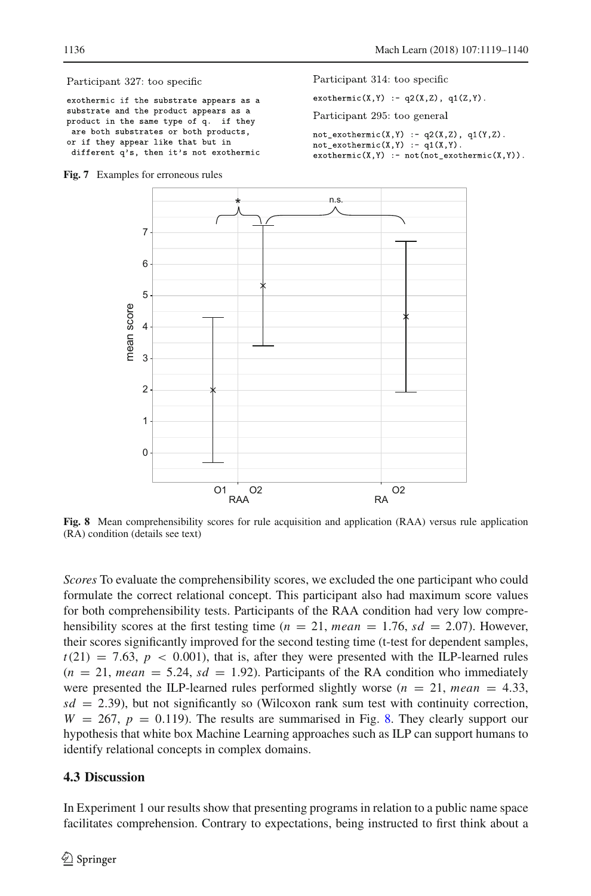Participant 327: too specific

```
exothermic if the substrate appears as a
substrate and the product appears as a
product in the same type of q.  if they
 are both substrates or both products,
or if they appear like that but in
 different q's, then it's not exothermic
```

Participant 314: too specific

```
exothermic(X,Y) :- q2(X,Z), q1(Z,Y).
```

Participant 295: too general

```
not_exothermic(X,Y) :- q2(X,Z), q1(Y,Z).
not_exothermic(X,Y) :- q1(X,Y).
exothermic(X,Y) :- not(not_exothermic(X,Y)).
```

**Fig. 7** Examples for erroneous rules

**Fig. 8** Mean comprehensibility scores for rule acquisition and application (RAA) versus rule application (RA) condition (details see text)

*Scores* To evaluate the comprehensibility scores, we excluded the one participant who could formulate the correct relational concept. This participant also had maximum score values for both comprehensibility tests. Participants of the RAA condition had very low comprehensibility scores at the first testing time ($n = 21$, $mean = 1.76$, $sd = 2.07$). However, their scores significantly improved for the second testing time (t-test for dependent samples, $t(21) = 7.63$, $p < 0.001$), that is, after they were presented with the ILP-learned rules ($n = 21$, $mean = 5.24$, $sd = 1.92$). Participants of the RA condition who immediately were presented the ILP-learned rules performed slightly worse ($n = 21$, $mean = 4.33$, $sd = 2.39$), but not significantly so (Wilcoxon rank sum test with continuity correction, $W = 267$, $p = 0.119$). The results are summarised in Fig. 8. They clearly support our hypothesis that white box Machine Learning approaches such as ILP can support humans to identify relational concepts in complex domains.

### 4.3 Discussion

In Experiment 1 our results show that presenting programs in relation to a public name space facilitates comprehension. Contrary to expectations, being instructed to first think about a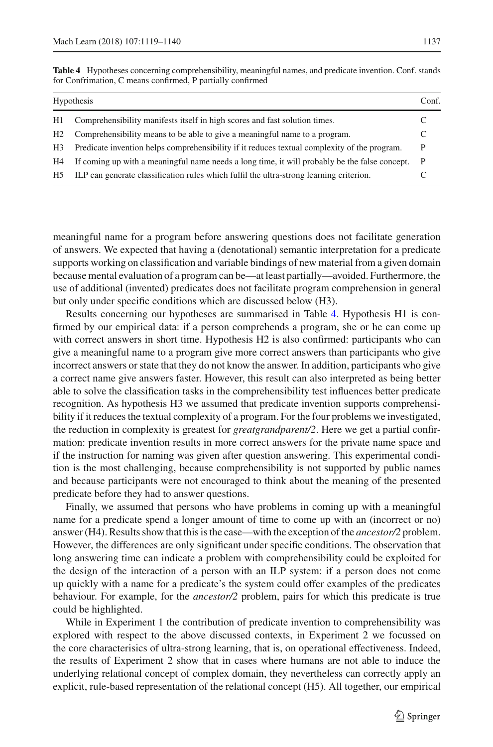**Table 4** Hypotheses concerning comprehensibility, meaningful names, and predicate invention. Conf. stands for Confirmation, C means confirmed, P partially confirmed

| Hypothesis | | Conf. |
|---|---|---|
| H1 | Comprehensibility manifests itself in high scores and fast solution times. | C |
| H2 | Comprehensibility means to be able to give a meaningful name to a program. | C |
| H3 | Predicate invention helps comprehensibility if it reduces textual complexity of the program. | P |
| H4 | If coming up with a meaningful name needs a long time, it will probably be the false concept. | P |
| H5 | ILP can generate classification rules which fulfil the ultra-strong learning criterion. | C |

meaningful name for a program before answering questions does not facilitate generation of answers. We expected that having a (denotational) semantic interpretation for a predicate supports working on classification and variable bindings of new material from a given domain because mental evaluation of a program can be—at least partially—avoided. Furthermore, the use of additional (invented) predicates does not facilitate program comprehension in general but only under specific conditions which are discussed below (H3).

Results concerning our hypotheses are summarised in Table 4. Hypothesis H1 is confirmed by our empirical data: if a person comprehends a program, she or he can come up with correct answers in short time. Hypothesis H2 is also confirmed: participants who can give a meaningful name to a program give more correct answers than participants who give incorrect answers or state that they do not know the answer. In addition, participants who give a correct name give answers faster. However, this result can also interpreted as being better able to solve the classification tasks in the comprehensibility test influences better predicate recognition. As hypothesis H3 we assumed that predicate invention supports comprehensibility if it reduces the textual complexity of a program. For the four problems we investigated, the reduction in complexity is greatest for *greatgrandparent/2*. Here we get a partial confirmation: predicate invention results in more correct answers for the private name space and if the instruction for naming was given after question answering. This experimental condition is the most challenging, because comprehensibility is not supported by public names and because participants were not encouraged to think about the meaning of the presented predicate before they had to answer questions.

Finally, we assumed that persons who have problems in coming up with a meaningful name for a predicate spend a longer amount of time to come up with an (incorrect or no) answer (H4). Results show that this is the case—with the exception of the *ancestor/2* problem. However, the differences are only significant under specific conditions. The observation that long answering time can indicate a problem with comprehensibility could be exploited for the design of the interaction of a person with an ILP system: if a person does not come up quickly with a name for a predicate's the system could offer examples of the predicates behaviour. For example, for the *ancestor/2* problem, pairs for which this predicate is true could be highlighted.

While in Experiment 1 the contribution of predicate invention to comprehensibility was explored with respect to the above discussed contexts, in Experiment 2 we focussed on the core characterisics of ultra-strong learning, that is, on operational effectiveness. Indeed, the results of Experiment 2 show that in cases where humans are not able to induce the underlying relational concept of complex domain, they nevertheless can correctly apply an explicit, rule-based representation of the relational concept (H5). All together, our empirical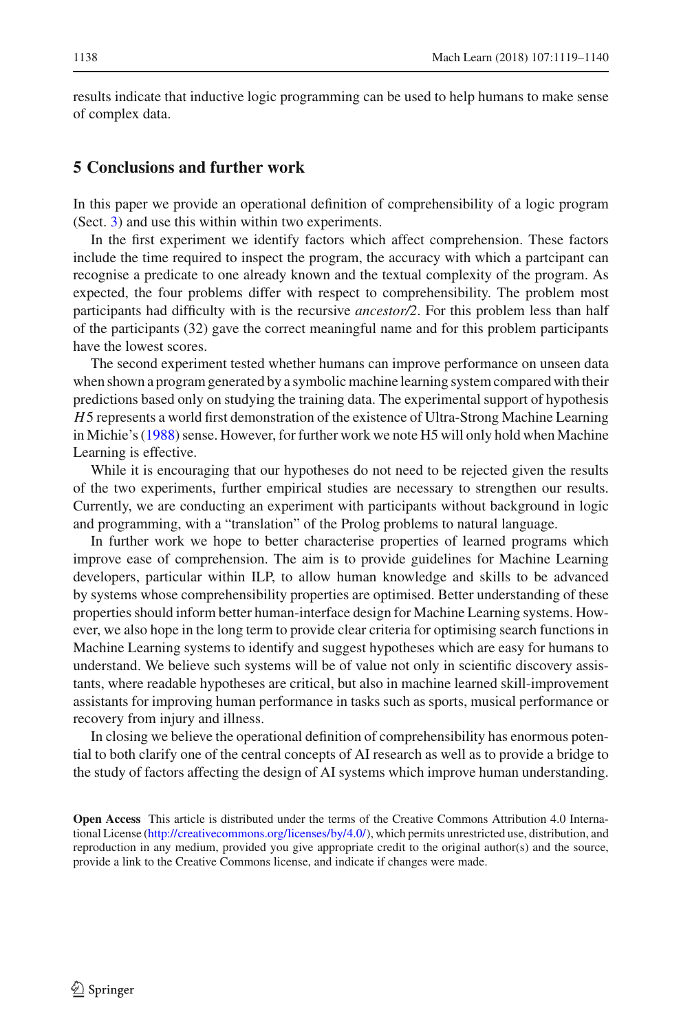results indicate that inductive logic programming can be used to help humans to make sense of complex data.

## 5 Conclusions and further work

In this paper we provide an operational definition of comprehensibility of a logic program (Sect. 3) and use this within within two experiments.

In the first experiment we identify factors which affect comprehension. These factors include the time required to inspect the program, the accuracy with which a partcipant can recognise a predicate to one already known and the textual complexity of the program. As expected, the four problems differ with respect to comprehensibility. The problem most participants had difficulty with is the recursive *ancestor/2*. For this problem less than half of the participants (32) gave the correct meaningful name and for this problem participants have the lowest scores.

The second experiment tested whether humans can improve performance on unseen data when shown a program generated by a symbolic machine learning system compared with their predictions based only on studying the training data. The experimental support of hypothesis $H5$ represents a world first demonstration of the existence of Ultra-Strong Machine Learning in Michie's (1988) sense. However, for further work we note H5 will only hold when Machine Learning is effective.

While it is encouraging that our hypotheses do not need to be rejected given the results of the two experiments, further empirical studies are necessary to strengthen our results. Currently, we are conducting an experiment with participants without background in logic and programming, with a "translation" of the Prolog problems to natural language.

In further work we hope to better characterise properties of learned programs which improve ease of comprehension. The aim is to provide guidelines for Machine Learning developers, particular within ILP, to allow human knowledge and skills to be advanced by systems whose comprehensibility properties are optimised. Better understanding of these properties should inform better human-interface design for Machine Learning systems. However, we also hope in the long term to provide clear criteria for optimising search functions in Machine Learning systems to identify and suggest hypotheses which are easy for humans to understand. We believe such systems will be of value not only in scientific discovery assistants, where readable hypotheses are critical, but also in machine learned skill-improvement assistants for improving human performance in tasks such as sports, musical performance or recovery from injury and illness.

In closing we believe the operational definition of comprehensibility has enormous potential to both clarify one of the central concepts of AI research as well as to provide a bridge to the study of factors affecting the design of AI systems which improve human understanding.

**Open Access** This article is distributed under the terms of the Creative Commons Attribution 4.0 International License (http://creativecommons.org/licenses/by/4.0/), which permits unrestricted use, distribution, and reproduction in any medium, provided you give appropriate credit to the original author(s) and the source, provide a link to the Creative Commons license, and indicate if changes were made.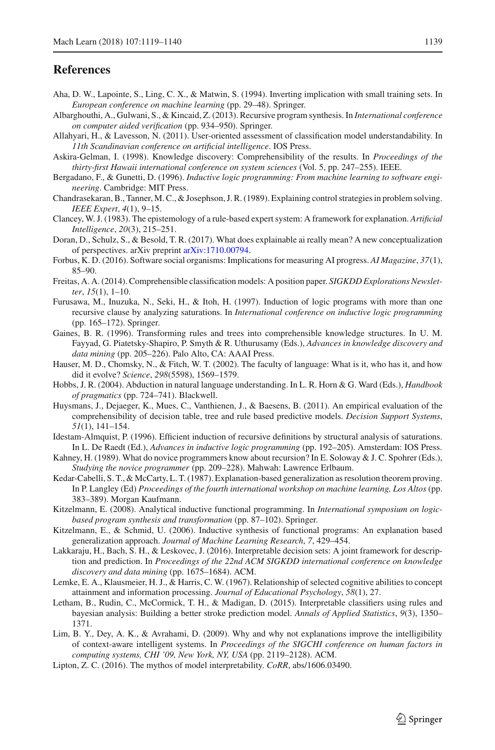## References

Aha, D. W., Lapointe, S., Ling, C. X., & Matwin, S. (1994). Inverting implication with small training sets. In *European conference on machine learning* (pp. 29–48). Springer.

Albarghouthi, A., Gulwani, S., & Kincaid, Z. (2013). Recursive program synthesis. In *International conference on computer aided verification* (pp. 934–950). Springer.

Allahyari, H., & Lavesson, N. (2011). User-oriented assessment of classification model understandability. In *11th Scandinavian conference on artificial intelligence*. IOS Press.

Askira-Gelman, I. (1998). Knowledge discovery: Comprehensibility of the results. In *Proceedings of the thirty-first Hawaii international conference on system sciences* (Vol. 5, pp. 247–255). IEEE.

Bergadano, F., & Gunetti, D. (1996). *Inductive logic programming: From machine learning to software engineering*. Cambridge: MIT Press.

Chandrasekaran, B., Tanner, M. C., & Josephson, J. R. (1989). Explaining control strategies in problem solving. *IEEE Expert*, *4*(1), 9–15.

Clancey, W. J. (1983). The epistemology of a rule-based expert system: A framework for explanation. *Artificial Intelligence*, *20*(3), 215–251.

Doran, D., Schulz, S., & Besold, T. R. (2017). What does explainable ai really mean? A new conceptualization of perspectives. arXiv preprint arXiv:1710.00794.

Forbus, K. D. (2016). Software social organisms: Implications for measuring AI progress. *AI Magazine*, *37*(1), 85–90.

Freitas, A. A. (2014). Comprehensible classification models: A position paper. *SIGKDD Explorations Newsletter*, *15*(1), 1–10.

Furusawa, M., Inuzuka, N., Seki, H., & Itoh, H. (1997). Induction of logic programs with more than one recursive clause by analyzing saturations. In *International conference on inductive logic programming* (pp. 165–172). Springer.

Gaines, B. R. (1996). Transforming rules and trees into comprehensible knowledge structures. In U. M. Fayyad, G. Piatetsky-Shapiro, P. Smyth & R. Uthurusamy (Eds.), *Advances in knowledge discovery and data mining* (pp. 205–226). Palo Alto, CA: AAAI Press.

Hauser, M. D., Chomsky, N., & Fitch, W. T. (2002). The faculty of language: What is it, who has it, and how did it evolve? *Science*, *298*(5598), 1569–1579.

Hobbs, J. R. (2004). Abduction in natural language understanding. In L. R. Horn & G. Ward (Eds.), *Handbook of pragmatics* (pp. 724–741). Blackwell.

Huysmans, J., Dejaeger, K., Mues, C., Vanthienen, J., & Baesens, B. (2011). An empirical evaluation of the comprehensibility of decision table, tree and rule based predictive models. *Decision Support Systems*, *51*(1), 141–154.

Idestam-Almquist, P. (1996). Efficient induction of recursive definitions by structural analysis of saturations. In L. De Raedt (Ed.), *Advances in inductive logic programming* (pp. 192–205). Amsterdam: IOS Press.

Kahney, H. (1989). What do novice programmers know about recursion? In E. Soloway & J. C. Spohrer (Eds.), *Studying the novice programmer* (pp. 209–228). Mahwah: Lawrence Erlbaum.

Kedar-Cabelli, S. T., & McCarty, L. T. (1987). Explanation-based generalization as resolution theorem proving. In P. Langley (Ed) *Proceedings of the fourth international workshop on machine learning, Los Altos* (pp. 383–389). Morgan Kaufmann.

Kitzelmann, E. (2008). Analytical inductive functional programming. In *International symposium on logic-based program synthesis and transformation* (pp. 87–102). Springer.

Kitzelmann, E., & Schmid, U. (2006). Inductive synthesis of functional programs: An explanation based generalization approach. *Journal of Machine Learning Research*, *7*, 429–454.

Lakkaraju, H., Bach, S. H., & Leskovec, J. (2016). Interpretable decision sets: A joint framework for description and prediction. In *Proceedings of the 22nd ACM SIGKDD international conference on knowledge discovery and data mining* (pp. 1675–1684). ACM.

Lemke, E. A., Klausmeier, H. J., & Harris, C. W. (1967). Relationship of selected cognitive abilities to concept attainment and information processing. *Journal of Educational Psychology*, *58*(1), 27.

Letham, B., Rudin, C., McCormick, T. H., & Madigan, D. (2015). Interpretable classifiers using rules and bayesian analysis: Building a better stroke prediction model. *Annals of Applied Statistics*, *9*(3), 1350–1371.

Lim, B. Y., Dey, A. K., & Avrahami, D. (2009). Why and why not explanations improve the intelligibility of context-aware intelligent systems. In *Proceedings of the SIGCHI conference on human factors in computing systems, CHI '09, New York, NY, USA* (pp. 2119–2128). ACM.

Lipton, Z. C. (2016). The mythos of model interpretability. *CoRR*, abs/1606.03490.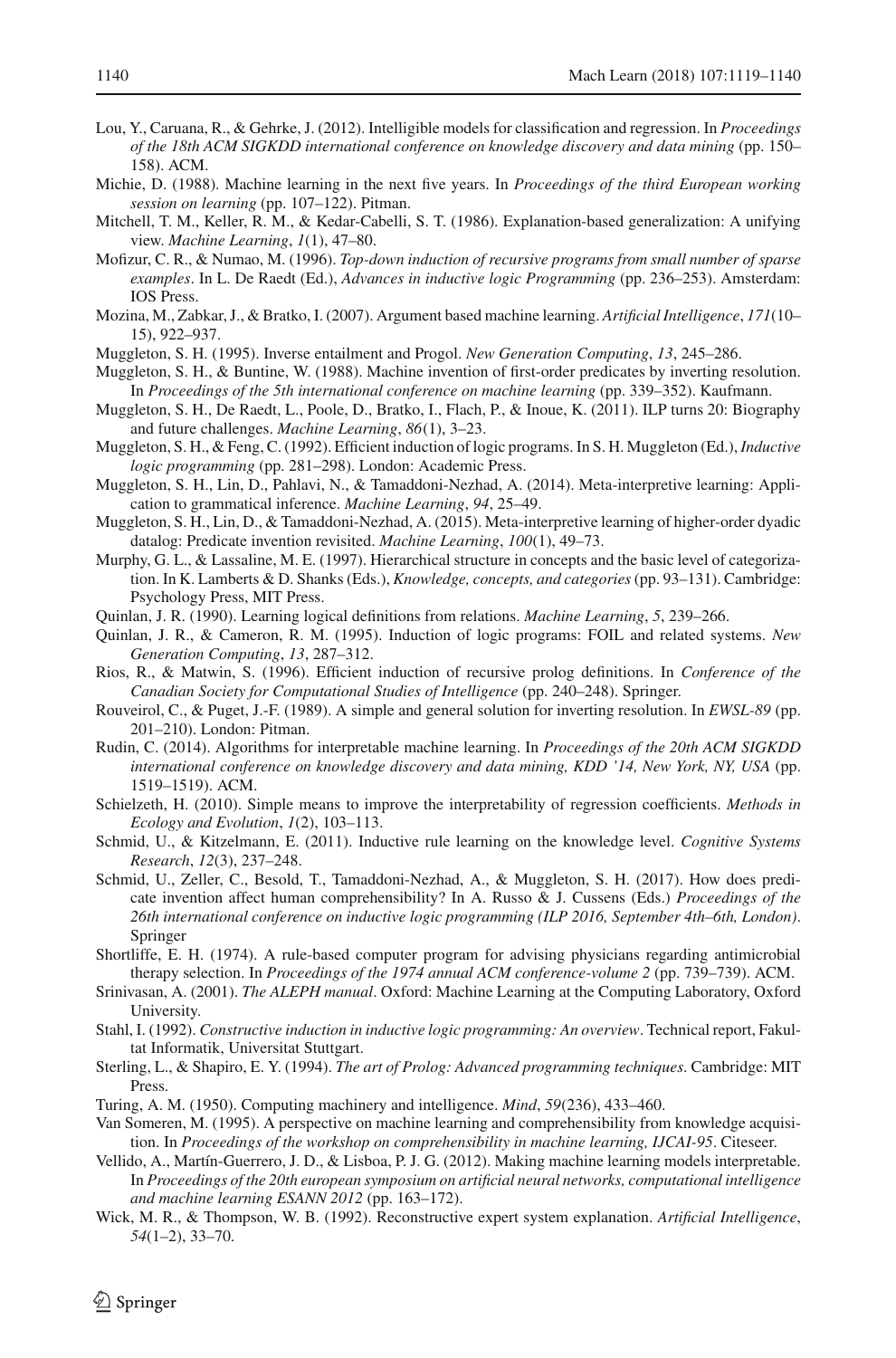Lou, Y., Caruana, R., & Gehrke, J. (2012). Intelligible models for classification and regression. In *Proceedings of the 18th ACM SIGKDD international conference on knowledge discovery and data mining* (pp. 150–158). ACM.

Michie, D. (1988). Machine learning in the next five years. In *Proceedings of the third European working session on learning* (pp. 107–122). Pitman.

Mitchell, T. M., Keller, R. M., & Kedar-Cabelli, S. T. (1986). Explanation-based generalization: A unifying view. *Machine Learning*, *1*(1), 47–80.

Mofizur, C. R., & Numao, M. (1996). *Top-down induction of recursive programs from small number of sparse examples*. In L. De Raedt (Ed.), *Advances in inductive logic Programming* (pp. 236–253). Amsterdam: IOS Press.

Mozina, M., Zabkar, J., & Bratko, I. (2007). Argument based machine learning. *Artificial Intelligence*, *171*(10–15), 922–937.

Muggleton, S. H. (1995). Inverse entailment and Progol. *New Generation Computing*, *13*, 245–286.

Muggleton, S. H., & Buntine, W. (1988). Machine invention of first-order predicates by inverting resolution. In *Proceedings of the 5th international conference on machine learning* (pp. 339–352). Kaufmann.

Muggleton, S. H., De Raedt, L., Poole, D., Bratko, I., Flach, P., & Inoue, K. (2011). ILP turns 20: Biography and future challenges. *Machine Learning*, *86*(1), 3–23.

Muggleton, S. H., & Feng, C. (1992). Efficient induction of logic programs. In S. H. Muggleton (Ed.), *Inductive logic programming* (pp. 281–298). London: Academic Press.

Muggleton, S. H., Lin, D., Pahlavi, N., & Tamaddoni-Nezhad, A. (2014). Meta-interpretive learning: Application to grammatical inference. *Machine Learning*, *94*, 25–49.

Muggleton, S. H., Lin, D., & Tamaddoni-Nezhad, A. (2015). Meta-interpretive learning of higher-order dyadic datalog: Predicate invention revisited. *Machine Learning*, *100*(1), 49–73.

Murphy, G. L., & Lassaline, M. E. (1997). Hierarchical structure in concepts and the basic level of categorization. In K. Lamberts & D. Shanks (Eds.), *Knowledge, concepts, and categories* (pp. 93–131). Cambridge: Psychology Press, MIT Press.

Quinlan, J. R. (1990). Learning logical definitions from relations. *Machine Learning*, *5*, 239–266.

Quinlan, J. R., & Cameron, R. M. (1995). Induction of logic programs: FOIL and related systems. *New Generation Computing*, *13*, 287–312.

Rios, R., & Matwin, S. (1996). Efficient induction of recursive prolog definitions. In *Conference of the Canadian Society for Computational Studies of Intelligence* (pp. 240–248). Springer.

Rouveirol, C., & Puget, J.-F. (1989). A simple and general solution for inverting resolution. In *EWSL-89* (pp. 201–210). London: Pitman.

Rudin, C. (2014). Algorithms for interpretable machine learning. In *Proceedings of the 20th ACM SIGKDD international conference on knowledge discovery and data mining, KDD '14, New York, NY, USA* (pp. 1519–1519). ACM.

Schielzeth, H. (2010). Simple means to improve the interpretability of regression coefficients. *Methods in Ecology and Evolution*, *1*(2), 103–113.

Schmid, U., & Kitzelmann, E. (2011). Inductive rule learning on the knowledge level. *Cognitive Systems Research*, *12*(3), 237–248.

Schmid, U., Zeller, C., Besold, T., Tamaddoni-Nezhad, A., & Muggleton, S. H. (2017). How does predicate invention affect human comprehensibility? In A. Russo & J. Cussens (Eds.) *Proceedings of the 26th international conference on inductive logic programming (ILP 2016, September 4th–6th, London)*. Springer

Shortliffe, E. H. (1974). A rule-based computer program for advising physicians regarding antimicrobial therapy selection. In *Proceedings of the 1974 annual ACM conference-volume 2* (pp. 739–739). ACM.

Srinivasan, A. (2001). *The ALEPH manual*. Oxford: Machine Learning at the Computing Laboratory, Oxford University.

Stahl, I. (1992). *Constructive induction in inductive logic programming: An overview*. Technical report, Fakultat Informatik, Universitat Stuttgart.

Sterling, L., & Shapiro, E. Y. (1994). *The art of Prolog: Advanced programming techniques*. Cambridge: MIT Press.

Turing, A. M. (1950). Computing machinery and intelligence. *Mind*, *59*(236), 433–460.

Van Someren, M. (1995). A perspective on machine learning and comprehensibility from knowledge acquisition. In *Proceedings of the workshop on comprehensibility in machine learning, IJCAI-95*. Citeseer.

Vellido, A., Martín-Guerrero, J. D., & Lisboa, P. J. G. (2012). Making machine learning models interpretable. In *Proceedings of the 20th european symposium on artificial neural networks, computational intelligence and machine learning ESANN 2012* (pp. 163–172).

Wick, M. R., & Thompson, W. B. (1992). Reconstructive expert system explanation. *Artificial Intelligence*, *54*(1–2), 33–70.